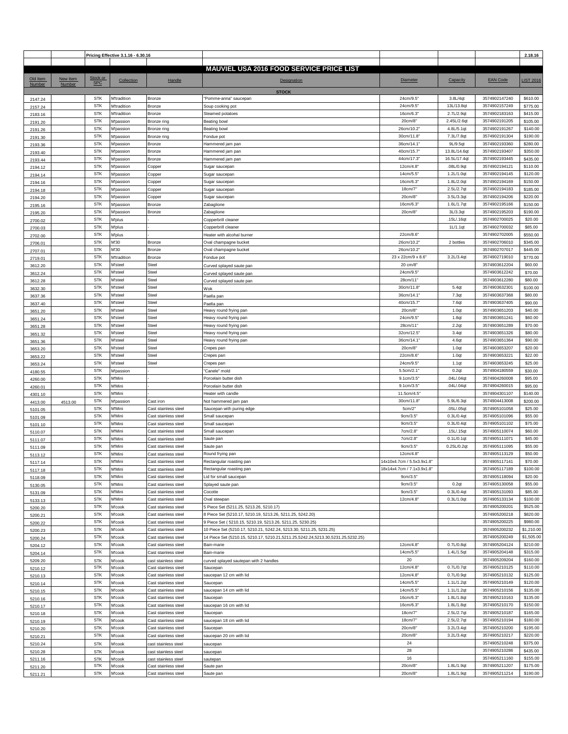Pricing Effective 3.1.16 - 6.30.16 — 2.18.16

# MAUVIEL USA 2016 FOOD SERVICE PRICE LIST

| Old Item Number | New Item Number | Stock or SPC | Collection | Handle | Designation | Diameter | Capacity | EAN Code | LIST 2016 |
|---|---|---|---|---|---|---|---|---|---|
| | | | | | **STOCK** | | | | |
| 2147.24 | | STK | M'tradition | Bronze | "Pomme-anna" saucepan | 24cm/9.5" | 3.8L/4qt | 3574902147240 | $610.00 |
| 2157.24 | | STK | M'tradition | Bronze | Soup cooking pot | 24cm/9.5" | 13L/13.8qt | 3574902157249 | $775.00 |
| 2183.16 | | STK | M'tradition | Bronze | Steamed potatoes | 16cm/6.3" | 2.7L/2.9qt | 3574902183163 | $415.00 |
| 2191.20 | | STK | M'passion | Bronze ring | Beating bowl | 20cm/8" | 2.45L/2.6qt | 3574902191205 | $105.00 |
| 2191.26 | | STK | M'passion | Bronze ring | Beating bowl | 26cm/10.2" | 4.8L/5.1qt | 3574902191267 | $140.00 |
| 2191.30 | | STK | M'passion | Bronze ring | Fondue pot | 30cm/11.8" | 7.3L/7.8qt | 3574902191304 | $190.00 |
| 2193.36 | | STK | M'passion | Bronze | Hammered jam pan | 36cm/14.1" | 9L/9.5qt | 3574902193360 | $280.00 |
| 2193.40 | | STK | M'passion | Bronze | Hammered jam pan | 40cm/15.7" | 13.8L/14.6qt | 3574902193407 | $350.00 |
| 2193.44 | | STK | M'passion | Bronze | Hammered jam pan | 44cm/17.3" | 16.5L/17.4qt | 3574902193445 | $435.00 |
| 2194.12 | | STK | M'passion | Copper | Sugar saucepan | 12cm/4.8" | .08L/0.9qt | 3574902194121 | $110.00 |
| 2194.14 | | STK | M'passion | Copper | Sugar saucepan | 14cm/5.5" | 1.2L/1.0qt | 3574902194145 | $120.00 |
| 2194.16 | | STK | M'passion | Copper | Sugar saucepan | 16cm/6.3" | 1.8L/2.0qt | 3574902194169 | $150.00 |
| 2194.18 | | STK | M'passion | Copper | Sugar saucepan | 18cm/7" | 2.5L/2.7qt | 3574902194183 | $185.00 |
| 2194.20 | | STK | M'passion | Copper | Sugar saucepan | 20cm/8" | 3.5L/3.3qt | 3574902194206 | $220.00 |
| 2195.16 | | STK | M'passion | Bronze | Zabaglione | 16cm/6.3" | 1.6L/1.7qt | 3574902195166 | $150.00 |
| 2195.20 | | STK | M'passion | Bronze | Zabaglione | 20cm/8" | 3L/3.3qt | 3574902195203 | $190.00 |
| 2700.02 | | STK | M'plus | - | Copperbrill cleaner | | .15L/.16qt | 3574902700025 | $20.00 |
| 2700.03 | | STK | M'plus | - | Copperbrill cleaner | | 1L/1.1qt | 3574902700032 | $85.00 |
| 2702.00 | | STK | M'plus | - | Heater with alcohal burner | 22cm/8.6" | | 3574902702005 | $550.00 |
| 2706.01 | | STK | M'30 | Bronze | Oval champagne bucket | 26cm/10.2" | 2 bottles | 3574902706010 | $345.00 |
| 2707.01 | | STK | M'30 | Bronze | Oval champagne bucket | 26cm/10.2" | | 3574902707017 | $445.00 |
| 2719.01 | | STK | M'tradition | Bronze | Fondue pot | 23 x 22cm/9 x 8.6" | 3.2L/3.4qt | 3574902719010 | $770.00 |
| 3612.20 | | STK | M'steel | Steel | Curved splayed saute pan | 20 cm/8" | | 3574903612204 | $60.00 |
| 3612.24 | | STK | M'steel | Steel | Curved splayed saute pan | 24cm/9.5" | | 3574903612242 | $70.00 |
| 3612.28 | | STK | M'steel | Steel | Curved splayed saute pan | 28cm/11" | | 3574903612280 | $80.00 |
| 3632.30 | | STK | M'steel | Steel | Wok | 30cm/11.8" | 5.4qt | 3574903632301 | $100.00 |
| 3637.36 | | STK | M'steel | Steel | Paella pan | 36cm/14.1" | 7.3qt | 3574903637368 | $80.00 |
| 3637.40 | | STK | M'steel | Steel | Paella pan | 40cm/15.7" | 7.6qt | 3574903637405 | $90.00 |
| 3651.20 | | STK | M'steel | Steel | Heavy round frying pan | 20cm/8" | 1.0qt | 3574903651203 | $40.00 |
| 3651.24 | | STK | M'steel | Steel | Heavy round frying pan | 24cm/9.5" | 1.8qt | 3574903651241 | $60.00 |
| 3651.28 | | STK | M'steel | Steel | Heavy round frying pan | 28cm/11" | 2.2qt | 3574903651289 | $70.00 |
| 3651.32 | | STK | M'steel | Steel | Heavy round frying pan | 32cm/12.5" | 3.4qt | 3574903651326 | $80.00 |
| 3651.36 | | STK | M'steel | Steel | Heavy round frying pan | 36cm/14.1" | 4.6qt | 3574903651364 | $90.00 |
| 3653.20 | | STK | M'steel | Steel | Crepes pan | 20cm/8" | 1.0qt | 3574903653207 | $20.00 |
| 3653.22 | | STK | M'steel | Steel | Crepes pan | 22cm/8.6" | 1.0qt | 3574903653221 | $22.00 |
| 3653.24 | | STK | M'steel | Steel | Crepes pan | 24cm/9.5" | 1.1qt | 3574903653245 | $25.00 |
| 4180.55 | | STK | M'passion | - | "Canele" mold | 5.5cm/2.1" | 0.2qt | 3574904180559 | $30.00 |
| 4260.00 | | STK | M'Mini | - | Porcelain butter dish | 9.1cm/3.5" | .04L/.04qt | 3574904260008 | $95.00 |
| 4260.01 | | STK | M'Mini | - | Porcelain butter dish | 9.1cm/3.5" | .04L/.04qt | 3574904260015 | $95.00 |
| 4301.10 | | STK | M'Mini | - | Heater with candle | 11.5cm/4.5" | | 3574904301107 | $140.00 |
| 4413.00 | 4513.00 | STK | M'passion | Cast iron | Not hammered jam pan | 30cm/11.8" | 5.9L/6.3qt | 3574904413008 | $200.00 |
| 5101.05 | | STK | M'Mini | Cast stainless steel | Saucepan with puring edge | 5cm/2" | .05L/.05qt | 3574905101058 | $25.00 |
| 5101.09 | | STK | M'Mini | Cast stainless steel | Small saucepan | 9cm/3.5" | 0.3L/0.4qt | 3574905101096 | $55.00 |
| 5101.10 | | STK | M'Mini | Cast stainless steel | Small saucepan | 9cm/3.5" | 0.3L/0.4qt | 3574905101102 | $75.00 |
| 5110.07 | | STK | M'Mini | Cast stainless steel | Small saucepan | 7cm/2.8" | .15L/.15qt | 3574905110074 | $60.00 |
| 5111.07 | | STK | M'Mini | Cast stainless steel | Saute pan | 7cm/2.8" | 0.1L/0.1qt | 3574905111071 | $45.00 |
| 5111.09 | | STK | M'Mini | Cast stainless steel | Saute pan | 9cm/3.5" | 0.25L/0.2qt | 3574905111095 | $55.00 |
| 5113.12 | | STK | M'Mini | Cast stainless steel | Round frying pan | 12cm/4.8" | | 3574905113129 | $50.00 |
| 5117.14 | | STK | M'Mini | Cast stainless steel | Rectangular roasting pan | 14x10x4.7cm / 5.5x3.9x1.8" | | 3574905117141 | $70.00 |
| 5117.18 | | STK | M'Mini | Cast stainless steel | Rectangular roasting pan | 18x14x4.7cm / 7.1x3.9x1.8" | | 3574905117189 | $100.00 |
| 5118.09 | | STK | M'Mini | Cast stainless steel | Lid for small saucepan | 9cm/3.5" | | 3574905118094 | $20.00 |
| 5130.05 | | STK | M'Mini | Cast stainless steel | Splayed saute pan | 9cm/3.5" | 0.2qt | 3574905130058 | $55.00 |
| 5131.09 | | STK | M'Mini | Cast stainless steel | Cocotte | 9cm/3.5" | 0.3L/0.4qt | 3574905131093 | $85.00 |
| 5133.13 | | STK | M'Mini | Cast stainless steel | Oval stewpan | 12cm/4.8" | 0.3L/1.0qt | 3574905133134 | $100.00 |
| 5200.20 | | STK | M'cook | Cast stainless steel | 5 Piece Set (5211.25, 5213.26, 5210.17) | | | 3574905200201 | $525.00 |
| 5200.21 | | STK | M'cook | Cast stainless steel | 8 Piece Set (5210.17, 5210.19, 5213.26, 5211.25, 5242.20) | | | 3574905200218 | $820.00 |
| 5200.22 | | STK | M'cook | Cast stainless steel | 9 Piece Set ( 5210.15, 5210.19, 5213.26, 5211.25, 5230.25) | | | 3574905200225 | $980.00 |
| 5200.23 | | STK | M'cook | Cast stainless steel | 10 Piece Set (5210.17, 5210.21, 5242.24, 5213.30, 5211.25, 5231.25) | | | 3574905200232 | $1,210.00 |
| 5200.24 | | STK | M'cook | Cast stainless steel | 14 Piece Set (5210.15, 5210.17, 5210.21,5211.25,5242.24,5213.30,5231.30,5232.25) | | | 3574905200249 | $1,505.00 |
| 5204.12 | | STK | M'cook | Cast stainless steel | Bain-marie | 12cm/4.8" | 0.7L/0.8qt | 3574905204124 | $210.00 |
| 5204.14 | | STK | M'cook | Cast stainless steel | Bain-marie | 14cm/5.5" | 1.4L/1.5qt | 3574905204148 | $315.00 |
| 5209.20 | | STK | M'cook | cast stainless steel | curved splayed sautepan with 2 handles | 20 | | 3574905209204 | $160.00 |
| 5210.12 | | STK | M'cook | Cast stainless steel | Saucepan | 12cm/4.8" | 0.7L/0.7qt | 3574905210125 | $110.00 |
| 5210.13 | | STK | M'cook | Cast stainless steel | saucepan 12 cm with lid | 12cm/4.8" | 0.7L/0.9qt | 3574905210132 | $125.00 |
| 5210.14 | | STK | M'cook | Cast stainless steel | Saucepan | 14cm/5.5" | 1.1L/1.2qt | 3574905210149 | $120.00 |
| 5210.15 | | STK | M'cook | Cast stainless steel | saucepan 14 cm with lid | 14cm/5.5" | 1.1L/1.2qt | 3574905210156 | $135.00 |
| 5210.16 | | STK | M'cook | Cast stainless steel | Saucepan | 16cm/6.3" | 1.8L/1.8qt | 3574905210163 | $135.00 |
| 5210.17 | | STK | M'cook | Cast stainless steel | saucepan 16 cm with lid | 16cm/6.3" | 1.8L/1.8qt | 3574905210170 | $150.00 |
| 5210.18 | | STK | M'cook | Cast stainless steel | Saucepan | 18cm/7" | 2.5L/2.7qt | 3574905210187 | $165.00 |
| 5210.19 | | STK | M'cook | Cast stainless steel | saucepan 18 cm with lid | 18cm/7" | 2.5L/2.7qt | 3574905210194 | $180.00 |
| 5210.20 | | STK | M'cook | Cast stainless steel | Saucepan | 20cm/8" | 3.2L/3.4qt | 3574905210200 | $195.00 |
| 5210.21 | | STK | M'cook | Cast stainless steel | saucepan 20 cm with lid | 20cm/8" | 3.2L/3.4qt | 3574905210217 | $220.00 |
| 5210.24 | | STK | M'cook | cast stainless steel | saucepan | 24 | | 3574905210248 | $375.00 |
| 5210.28 | | STK | M'cook | cast stainless steel | saucepan | 28 | | 3574905210286 | $435.00 |
| 5211.16 | | STK | M'cook | cast stainless steel | sautepan | 16 | | 3574905211160 | $155.00 |
| 5211.20 | | STK | M'cook | Cast stainless steel | Saute pan | 20cm/8" | 1.8L/1.9qt | 3574905211207 | $175.00 |
| 5211.21 | | STK | M'cook | Cast stainless steel | Saute pan | 20cm/8" | 1.8L/1.9qt | 3574905211214 | $190.00 |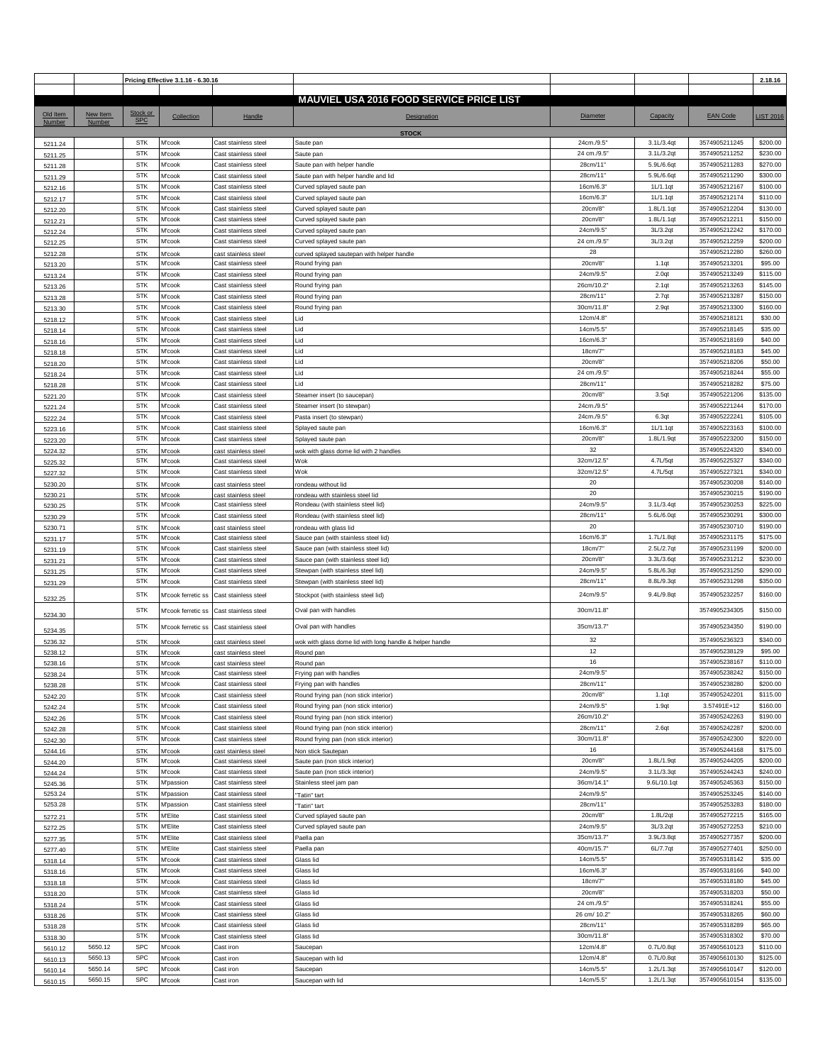| | | Pricing Effective 3.1.16 - 6.30.16 | | | | | | | 2.18.16 |
|---|---|---|---|---|---|---|---|---|---|
| | | | | | **MAUVIEL USA 2016 FOOD SERVICE PRICE LIST** | | | | |
| Old Item Number | New Item Number | Stock or SPC | Collection | Handle | Designation | Diameter | Capacity | EAN Code | LIST 2016 |
| | | | | | **STOCK** | | | | |
| 5211.24 | | STK | M'cook | Cast stainless steel | Saute pan | 24cm./9.5" | 3.1L/3.4qt | 3574905211245 | $200.00 |
| 5211.25 | | STK | M'cook | Cast stainless steel | Saute pan | 24 cm./9.5" | 3.1L/3.2qt | 3574905211252 | $230.00 |
| 5211.28 | | STK | M'cook | Cast stainless steel | Saute pan with helper handle | 28cm/11" | 5.9L/6.6qt | 3574905211283 | $270.00 |
| 5211.29 | | STK | M'cook | Cast stainless steel | Saute pan with helper handle and lid | 28cm/11" | 5.9L/6.6qt | 3574905211290 | $300.00 |
| 5212.16 | | STK | M'cook | Cast stainless steel | Curved splayed saute pan | 16cm/6.3" | 1L/1.1qt | 3574905212167 | $100.00 |
| 5212.17 | | STK | M'cook | Cast stainless steel | Curved splayed saute pan | 16cm/6.3" | 1L/1.1qt | 3574905212174 | $110.00 |
| 5212.20 | | STK | M'cook | Cast stainless steel | Curved splayed saute pan | 20cm/8" | 1.8L/1.1qt | 3574905212204 | $130.00 |
| 5212.21 | | STK | M'cook | Cast stainless steel | Curved splayed saute pan | 20cm/8" | 1.8L/1.1qt | 3574905212211 | $150.00 |
| 5212.24 | | STK | M'cook | Cast stainless steel | Curved splayed saute pan | 24cm/9.5" | 3L/3.2qt | 3574905212242 | $170.00 |
| 5212.25 | | STK | M'cook | Cast stainless steel | Curved splayed saute pan | 24 cm./9.5" | 3L/3.2qt | 3574905212259 | $200.00 |
| 5212.28 | | STK | M'cook | cast stainless steel | curved splayed sautepan with helper handle | 28 | | 3574905212280 | $260.00 |
| 5213.20 | | STK | M'cook | Cast stainless steel | Round frying pan | 20cm/8" | 1.1qt | 3574905213201 | $95.00 |
| 5213.24 | | STK | M'cook | Cast stainless steel | Round frying pan | 24cm/9.5" | 2.0qt | 3574905213249 | $115.00 |
| 5213.26 | | STK | M'cook | Cast stainless steel | Round frying pan | 26cm/10.2" | 2.1qt | 3574905213263 | $145.00 |
| 5213.28 | | STK | M'cook | Cast stainless steel | Round frying pan | 28cm/11" | 2.7qt | 3574905213287 | $150.00 |
| 5213.30 | | STK | M'cook | Cast stainless steel | Round frying pan | 30cm/11.8" | 2.9qt | 3574905213300 | $160.00 |
| 5218.12 | | STK | M'cook | Cast stainless steel | Lid | 12cm/4.8" | | 3574905218121 | $30.00 |
| 5218.14 | | STK | M'cook | Cast stainless steel | Lid | 14cm/5.5" | | 3574905218145 | $35.00 |
| 5218.16 | | STK | M'cook | Cast stainless steel | Lid | 16cm/6.3" | | 3574905218169 | $40.00 |
| 5218.18 | | STK | M'cook | Cast stainless steel | Lid | 18cm/7" | | 3574905218183 | $45.00 |
| 5218.20 | | STK | M'cook | Cast stainless steel | Lid | 20cm/8" | | 3574905218206 | $50.00 |
| 5218.24 | | STK | M'cook | Cast stainless steel | Lid | 24 cm./9.5" | | 3574905218244 | $55.00 |
| 5218.28 | | STK | M'cook | Cast stainless steel | Lid | 28cm/11" | | 3574905218282 | $75.00 |
| 5221.20 | | STK | M'cook | Cast stainless steel | Steamer insert (to saucepan) | 20cm/8" | 3.5qt | 3574905221206 | $135.00 |
| 5221.24 | | STK | M'cook | Cast stainless steel | Steamer insert (to stewpan) | 24cm./9.5" | | 3574905221244 | $170.00 |
| 5222.24 | | STK | M'cook | Cast stainless steel | Pasta insert (to stewpan) | 24cm./9.5" | 6.3qt | 3574905222241 | $105.00 |
| 5223.16 | | STK | M'cook | Cast stainless steel | Splayed saute pan | 16cm/6.3" | 1L/1.1qt | 3574905223163 | $100.00 |
| 5223.20 | | STK | M'cook | Cast stainless steel | Splayed saute pan | 20cm/8" | 1.8L/1.9qt | 3574905223200 | $150.00 |
| 5224.32 | | STK | M'cook | cast stainless steel | wok with glass dome lid with 2 handles | 32 | | 3574905224320 | $340.00 |
| 5225.32 | | STK | M'cook | Cast stainless steel | Wok | 32cm/12.5" | 4.7L/5qt | 3574905225327 | $340.00 |
| 5227.32 | | STK | M'cook | Cast stainless steel | Wok | 32cm/12.5" | 4.7L/5qt | 3574905227321 | $340.00 |
| 5230.20 | | STK | M'cook | cast stainless steel | rondeau without lid | 20 | | 3574905230208 | $140.00 |
| 5230.21 | | STK | M'cook | cast stainless steel | rondeau with stainless steel lid | 20 | | 3574905230215 | $190.00 |
| 5230.25 | | STK | M'cook | Cast stainless steel | Rondeau (with stainless steel lid) | 24cm/9.5" | 3.1L/3.4qt | 3574905230253 | $225.00 |
| 5230.29 | | STK | M'cook | Cast stainless steel | Rondeau (with stainless steel lid) | 28cm/11" | 5.6L/6.0qt | 3574905230291 | $300.00 |
| 5230.71 | | STK | M'cook | cast stainless steel | rondeau with glass lid | 20 | | 3574905230710 | $190.00 |
| 5231.17 | | STK | M'cook | Cast stainless steel | Sauce pan (with stainless steel lid) | 16cm/6.3" | 1.7L/1.8qt | 3574905231175 | $175.00 |
| 5231.19 | | STK | M'cook | Cast stainless steel | Sauce pan (with stainless steel lid) | 18cm/7" | 2.5L/2.7qt | 3574905231199 | $200.00 |
| 5231.21 | | STK | M'cook | Cast stainless steel | Sauce pan (with stainless steel lid) | 20cm/8" | 3.3L/3.6qt | 3574905231212 | $230.00 |
| 5231.25 | | STK | M'cook | Cast stainless steel | Stewpan (with stainless steel lid) | 24cm/9.5" | 5.8L/6.3qt | 3574905231250 | $290.00 |
| 5231.29 | | STK | M'cook | Cast stainless steel | Stewpan (with stainless steel lid) | 28cm/11" | 8.8L/9.3qt | 3574905231298 | $350.00 |
| 5232.25 | | STK | M'cook ferretic ss | Cast stainless steel | Stockpot (with stainless steel lid) | 24cm/9.5" | 9.4L/9.8qt | 3574905232257 | $160.00 |
| 5234.30 | | STK | M'cook ferretic ss | Cast stainless steel | Oval pan with handles | 30cm/11.8" | | 3574905234305 | $150.00 |
| 5234.35 | | STK | M'cook ferretic ss | Cast stainless steel | Oval pan with handles | 35cm/13.7" | | 3574905234350 | $190.00 |
| 5236.32 | | STK | M'cook | cast stainless steel | wok with glass dome lid with long handle & helper handle | 32 | | 3574905236323 | $340.00 |
| 5238.12 | | STK | M'cook | cast stainless steel | Round pan | 12 | | 3574905238129 | $95.00 |
| 5238.16 | | STK | M'cook | cast stainless steel | Round pan | 16 | | 3574905238167 | $110.00 |
| 5238.24 | | STK | M'cook | Cast stainless steel | Frying pan with handles | 24cm/9.5" | | 3574905238242 | $150.00 |
| 5238.28 | | STK | M'cook | Cast stainless steel | Frying pan with handles | 28cm/11" | | 3574905238280 | $200.00 |
| 5242.20 | | STK | M'cook | Cast stainless steel | Round frying pan (non stick interior) | 20cm/8" | 1.1qt | 3574905242201 | $115.00 |
| 5242.24 | | STK | M'cook | Cast stainless steel | Round frying pan (non stick interior) | 24cm/9.5" | 1.9qt | 3.57491E+12 | $160.00 |
| 5242.26 | | STK | M'cook | Cast stainless steel | Round frying pan (non stick interior) | 26cm/10.2" | | 3574905242263 | $190.00 |
| 5242.28 | | STK | M'cook | Cast stainless steel | Round frying pan (non stick interior) | 28cm/11" | 2.6qt | 3574905242287 | $200.00 |
| 5242.30 | | STK | M'cook | Cast stainless steel | Round frying pan (non stick interior) | 30cm/11.8" | | 3574905242300 | $220.00 |
| 5244.16 | | STK | M'cook | cast stainless steel | Non stick Sautepan | 16 | | 3574905244168 | $175.00 |
| 5244.20 | | STK | M'cook | Cast stainless steel | Saute pan (non stick interior) | 20cm/8" | 1.8L/1.9qt | 3574905244205 | $200.00 |
| 5244.24 | | STK | M'cook | Cast stainless steel | Saute pan (non stick interior) | 24cm/9.5" | 3.1L/3.3qt | 3574905244243 | $240.00 |
| 5245.36 | | STK | M'passion | Cast stainless steel | Stainless steel jam pan | 36cm/14.1" | 9.6L/10.1qt | 3574905245363 | $150.00 |
| 5253.24 | | STK | M'passion | Cast stainless steel | "Tatin" tart | 24cm/9.5" | | 3574905253245 | $140.00 |
| 5253.28 | | STK | M'passion | Cast stainless steel | "Tatin" tart | 28cm/11" | | 3574905253283 | $180.00 |
| 5272.21 | | STK | M'Elite | Cast stainless steel | Curved splayed saute pan | 20cm/8" | 1.8L/2qt | 3574905272215 | $165.00 |
| 5272.25 | | STK | M'Elite | Cast stainless steel | Curved splayed saute pan | 24cm/9.5" | 3L/3.2qt | 3574905272253 | $210.00 |
| 5277.35 | | STK | M'Elite | Cast stainless steel | Paella pan | 35cm/13.7" | 3.9L/3.8qt | 3574905277357 | $200.00 |
| 5277.40 | | STK | M'Elite | Cast stainless steel | Paella pan | 40cm/15.7" | 6L/7.7qt | 3574905277401 | $250.00 |
| 5318.14 | | STK | M'cook | Cast stainless steel | Glass lid | 14cm/5.5" | | 3574905318142 | $35.00 |
| 5318.16 | | STK | M'cook | Cast stainless steel | Glass lid | 16cm/6.3" | | 3574905318166 | $40.00 |
| 5318.18 | | STK | M'cook | Cast stainless steel | Glass lid | 18cm/7" | | 3574905318180 | $45.00 |
| 5318.20 | | STK | M'cook | Cast stainless steel | Glass lid | 20cm/8" | | 3574905318203 | $50.00 |
| 5318.24 | | STK | M'cook | Cast stainless steel | Glass lid | 24 cm./9.5" | | 3574905318241 | $55.00 |
| 5318.26 | | STK | M'cook | Cast stainless steel | Glass lid | 26 cm/ 10.2" | | 3574905318265 | $60.00 |
| 5318.28 | | STK | M'cook | Cast stainless steel | Glass lid | 28cm/11" | | 3574905318289 | $65.00 |
| 5318.30 | | STK | M'cook | Cast stainless steel | Glass lid | 30cm/11.8" | | 3574905318302 | $70.00 |
| 5610.12 | 5650.12 | SPC | M'cook | Cast iron | Saucepan | 12cm/4.8" | 0.7L/0.8qt | 3574905610123 | $110.00 |
| 5610.13 | 5650.13 | SPC | M'cook | Cast iron | Saucepan with lid | 12cm/4.8" | 0.7L/0.8qt | 3574905610130 | $125.00 |
| 5610.14 | 5650.14 | SPC | M'cook | Cast iron | Saucepan | 14cm/5.5" | 1.2L/1.3qt | 3574905610147 | $120.00 |
| 5610.15 | 5650.15 | SPC | M'cook | Cast iron | Saucepan with lid | 14cm/5.5" | 1.2L/1.3qt | 3574905610154 | $135.00 |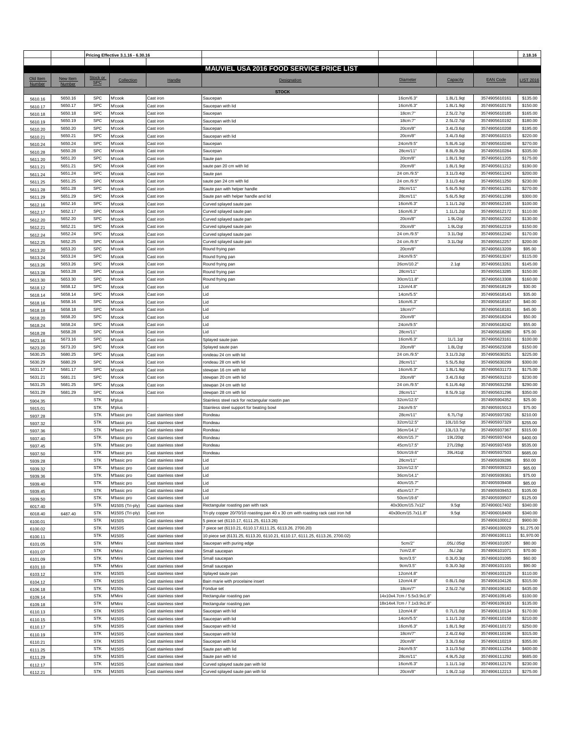| | | Pricing Effective 3.1.16 - 6.30.16 | | | | | | | 2.18.16 |
|---|---|---|---|---|---|---|---|---|---|
| | | | | | **MAUVIEL USA 2016 FOOD SERVICE PRICE LIST** | | | | |
| Old Item Number | New Item Number | Stock or SPC | Collection | Handle | Designation | Diameter | Capacity | EAN Code | LIST 2016 |
| | | | | | **STOCK** | | | | |
| 5610.16 | 5650.16 | SPC | M'cook | Cast iron | Saucepan | 16cm/6.3" | 1.8L/1.9qt | 3574905610161 | $135.00 |
| 5610.17 | 5650.17 | SPC | M'cook | Cast iron | Saucepan with lid | 16cm/6.3" | 1.8L/1.9qt | 3574905610178 | $150.00 |
| 5610.18 | 5650.18 | SPC | M'cook | Cast iron | Saucepan | 18cm:7" | 2.5L/2.7qt | 3574905610185 | $165.00 |
| 5610.19 | 5650.19 | SPC | M'cook | Cast iron | Saucepan with lid | 18cm:7" | 2.5L/2.7qt | 3574905610192 | $180.00 |
| 5610.20 | 5650.20 | SPC | M'cook | Cast iron | Saucepan | 20cm/8" | 3.4L/3.6qt | 3574905610208 | $195.00 |
| 5610.21 | 5650.21 | SPC | M'cook | Cast iron | Saucepan with lid | 20cm/8" | 3.4L/3.6qt | 3574905610215 | $220.00 |
| 5610.24 | 5650.24 | SPC | M'cook | Cast iron | Saucepan | 24cm/9.5" | 5.8L/6.1qt | 3574905610246 | $270.00 |
| 5610.28 | 5650.28 | SPC | M'cook | Cast iron | Saucepan | 28cm/11" | 8.8L/9.3qt | 3574905610284 | $335.00 |
| 5611.20 | 5651.20 | SPC | M'cook | Cast iron | Saute pan | 20cm/8" | 1.8L/1.9qt | 3574905611205 | $175.00 |
| 5611.21 | 5651.21 | SPC | M'cook | Cast iron | saute pan 20 cm with lid | 20cm/8" | 1.8L/1.9qt | 3574905611212 | $190.00 |
| 5611.24 | 5651.24 | SPC | M'cook | Cast iron | Saute pan | 24 cm./9.5" | 3.1L/3.4qt | 3574905611243 | $200.00 |
| 5611.25 | 5651.25 | SPC | M'cook | Cast iron | saute pan 24 cm with lid | 24 cm./9.5" | 3.1L/3.4qt | 3574905611250 | $230.00 |
| 5611.28 | 5651.28 | SPC | M'cook | Cast iron | Saute pan with helper handle | 28cm/11" | 5.6L/5.9qt | 3574905611281 | $270.00 |
| 5611.29 | 5651.29 | SPC | M'cook | Cast iron | Saute pan with helper handle and lid | 28cm/11" | 5.6L/5.9qt | 3574905611298 | $300.00 |
| 5612.16 | 5652.16 | SPC | M'cook | Cast iron | Curved splayed saute pan | 16cm/6.3" | 1.1L/1.2qt | 3574905612165 | $100.00 |
| 5612.17 | 5652.17 | SPC | M'cook | Cast iron | Curved splayed saute pan | 16cm/6.3" | 1.1L/1.2qt | 3574905612172 | $110.00 |
| 5612.20 | 5652.20 | SPC | M'cook | Cast iron | Curved splayed saute pan | 20cm/8" | 1.9L/2qt | 3574905612202 | $130.00 |
| 5612.21 | 5652.21 | SPC | M'cook | Cast iron | Curved splayed saute pan | 20cm/8" | 1.9L/2qt | 3574905612219 | $150.00 |
| 5612.24 | 5652.24 | SPC | M'cook | Cast iron | Curved splayed saute pan | 24 cm./9.5" | 3.1L/3qt | 3574905612240 | $170.00 |
| 5612.25 | 5652.25 | SPC | M'cook | Cast iron | Curved splayed saute pan | 24 cm./9.5" | 3.1L/3qt | 3574905612257 | $200.00 |
| 5613.20 | 5653.20 | SPC | M'cook | Cast iron | Round frying pan | 20cm/8" | | 3574905613209 | $95.00 |
| 5613.24 | 5653.24 | SPC | M'cook | Cast iron | Round frying pan | 24cm/9.5" | | 3574905613247 | $115.00 |
| 5613.26 | 5653.26 | SPC | M'cook | Cast iron | Round frying pan | 26cm/10.2" | 2.1qt | 3574905613261 | $145.00 |
| 5613.28 | 5653.28 | SPC | M'cook | Cast iron | Round frying pan | 28cm/11" | | 3574905613285 | $150.00 |
| 5613.30 | 5653.30 | SPC | M'cook | Cast iron | Round frying pan | 30cm/11.8" | | 3574905613308 | $160.00 |
| 5618.12 | 5658.12 | SPC | M'cook | Cast iron | Lid | 12cm/4.8" | | 3574905618129 | $30.00 |
| 5618.14 | 5658.14 | SPC | M'cook | Cast iron | Lid | 14cm/5.5" | | 3574905618143 | $35.00 |
| 5618.16 | 5658.16 | SPC | M'cook | Cast iron | Lid | 16cm/6.3" | | 3574905618167 | $40.00 |
| 5618.18 | 5658.18 | SPC | M'cook | Cast iron | Lid | 18cm/7" | | 3574905618181 | $45.00 |
| 5618.20 | 5658.20 | SPC | M'cook | Cast iron | Lid | 20cm/8" | | 3574905618204 | $50.00 |
| 5618.24 | 5658.24 | SPC | M'cook | Cast iron | Lid | 24cm/9.5" | | 3574905618242 | $55.00 |
| 5618.28 | 5658.28 | SPC | M'cook | Cast iron | Lid | 28cm/11" | | 3574905618280 | $75.00 |
| 5623.16 | 5673.16 | SPC | M'cook | Cast iron | Splayed saute pan | 16cm/6.3" | 1L/1.1qt | 3574905623161 | $100.00 |
| 5623.20 | 5673.20 | SPC | M'cook | Cast iron | Splayed saute pan | 20cm/8" | 1.8L/2qt | 3574905623208 | $150.00 |
| 5630.25 | 5680.25 | SPC | M'cook | Cast iron | rondeau 24 cm with lid | 24 cm./9.5" | 3.1L/3.2qt | 3574905630251 | $225.00 |
| 5630.29 | 5680.29 | SPC | M'cook | Cast iron | rondeau 28 cm with lid | 28cm/11" | 5.5L/5.8qt | 3574905630299 | $300.00 |
| 5631.17 | 5681.17 | SPC | M'cook | Cast iron | stewpan 16 cm with lid | 16cm/6.3" | 1.8L/1.9qt | 3574905631173 | $175.00 |
| 5631.21 | 5681.21 | SPC | M'cook | Cast iron | stewpan 20 cm with lid | 20cm/8" | 3.4L/3.6qt | 3574905631210 | $230.00 |
| 5631.25 | 5681.25 | SPC | M'cook | Cast iron | stewpan 24 cm with lid | 24 cm./9.5" | 6.1L/6.4qt | 3574905631258 | $290.00 |
| 5631.29 | 5681.29 | SPC | M'cook | Cast iron | stewpan 28 cm with lid | 28cm/11" | 8.5L/9.1qt | 3574905631296 | $350.00 |
| 5904.35 | | STK | M'plus | | Stainless steel rack for rectangular roastin pan | 32cm/12.5" | | 3574905904352 | $25.00 |
| 5915.01 | | STK | M'plus | - | Stainless steel support for beating bowl | 24cm/9.5" | | 3574905915013 | $75.00 |
| 5937.28 | | STK | M'basic pro | Cast stainless steel | Rondeau | 28cm/11" | 6.7L/7qt | 3574905937282 | $210.00 |
| 5937.32 | | STK | M'basic pro | Cast stainless steel | Rondeau | 32cm/12.5" | 10L/10.5qt | 3574905937329 | $255.00 |
| 5937.36 | | STK | M'basic pro | Cast stainless steel | Rondeau | 36cm/14.1" | 13L/13.7qt | 3574905937367 | $315.00 |
| 5937.40 | | STK | M'basic pro | Cast stainless steel | Rondeau | 40cm/15.7" | 19L/20qt | 3574905937404 | $400.00 |
| 5937.45 | | STK | M'basic pro | Cast stainless steel | Rondeau | 45cm/17.5" | 27L/28qt | 3574905937459 | $535.00 |
| 5937.50 | | STK | M'basic pro | Cast stainless steel | Rondeau | 50cm/19.6" | 39L/41qt | 3574905937503 | $685.00 |
| 5939.28 | | STK | M'basic pro | Cast stainless steel | Lid | 28cm/11" | | 3574905939286 | $50.00 |
| 5939.32 | | STK | M'basic pro | Cast stainless steel | Lid | 32cm/12.5" | | 3574905939323 | $65.00 |
| 5939.36 | | STK | M'basic pro | Cast stainless steel | Lid | 36cm/14.1" | | 3574905939361 | $75.00 |
| 5939.40 | | STK | M'basic pro | Cast stainless steel | Lid | 40cm/15.7" | | 3574905939408 | $85.00 |
| 5939.45 | | STK | M'basic pro | Cast stainless steel | Lid | 45cm/17.7" | | 3574905939453 | $105.00 |
| 5939.50 | | STK | M'basic pro | Cast stainless steel | Lid | 50cm/19.6" | | 3574905939507 | $125.00 |
| 6017.40 | | STK | M150S (Tri-ply) | Cast stainless steel | Rectangular roasting pan with rack | 40x30cm/15.7x12" | 9.5qt | 3574906017402 | $340.00 |
| 6018.40 | 6487.40 | STK | M150S (Tri-ply) | Cast iron | Tri-ply copper 20/70/10 roasting pan 40 x 30 cm with roasting rack cast iron hdl | 40x30cm/15.7x11.8" | 9.5qt | 3574906018409 | $340.00 |
| 6100.01 | | STK | M150S | Cast stainless steel | 5 piece set (6110.17, 6111.25, 6113.26) | | | 3574906100012 | $900.00 |
| 6100.02 | | STK | M150S | Cast stainless steel | 7 piece set (6110.21, 6110.17,6111.25, 6113.26, 2700.20) | | | 3574906100029 | $1,275.00 |
| 6100.11 | | STK | M150S | Cast stainless steel | 10 piece set (6131.25, 6113.20, 6110.21, 6110.17, 6111.25, 6113.26, 2700.02) | | | 3574906100111 | $1,970.00 |
| 6101.05 | | STK | M'Mini | Cast stainless steel | Saucepan with puring edge | 5cm/2" | .05L/.05qt | 3574906101057 | $80.00 |
| 6101.07 | | STK | M'Mini | Cast stainless steel | Small saucepan | 7cm/2.8" | .5L/.2qt | 3574906101071 | $70.00 |
| 6101.09 | | STK | M'Mini | Cast stainless steel | Small saucepan | 9cm/3.5" | 0.3L/0.3qt | 3574906101095 | $60.00 |
| 6101.10 | | STK | M'Mini | Cast stainless steel | Small saucepan | 9cm/3.5" | 0.3L/0.3qt | 3574906101101 | $90.00 |
| 6103.12 | | STK | M150S | Cast stainless steel | Splayed saute pan | 12cm/4.8" | | 3574906103129 | $110.00 |
| 6104.12 | | STK | M150S | Cast stainless steel | Bain marie with procelaine insert | 12cm/4.8" | 0.8L/1.0qt | 3574906104126 | $315.00 |
| 6106.18 | | STK | M150s | Cast stainless steel | Fondue set | 18cm/7" | 2.5L/2.7qt | 3574906106182 | $435.00 |
| 6109.14 | | STK | M'Mini | Cast stainless steel | Rectangular roasting pan | 14x10x4.7cm / 5.5x3.9x1.8" | | 3574906109145 | $100.00 |
| 6109.18 | | STK | M'Mini | Cast stainless steel | Rectangular roasting pan | 18x14x4.7cm / 7.1x3.9x1.8" | | 3574906109183 | $135.00 |
| 6110.13 | | STK | M150S | Cast stainless steel | Saucepan with lid | 12cm/4.8" | 0.7L/1.0qt | 3574906110134 | $170.00 |
| 6110.15 | | STK | M150S | Cast stainless steel | Saucepan with lid | 14cm/5.5" | 1.1L/1.2qt | 3574906110158 | $210.00 |
| 6110.17 | | STK | M150S | Cast stainless steel | Saucepan with lid | 16cm/6.3" | 1.8L/1.9qt | 3574906110172 | $250.00 |
| 6110.19 | | STK | M150S | Cast stainless steel | Saucepan with lid | 18cm/7" | 2.4L/2.6qt | 3574906110196 | $315.00 |
| 6110.21 | | STK | M150S | Cast stainless steel | Saucepan with lid | 20cm/8" | 3.3L/3.6qt | 3574906110219 | $355.00 |
| 6111.25 | | STK | M150S | Cast stainless steel | Saute pan with lid | 24cm/9.5" | 3.1L/3.5qt | 3574906111254 | $400.00 |
| 6111.29 | | STK | M150S | Cast stainless steel | Saute pan with lid | 28cm/11" | 4.9L/5.2qt | 3574906111292 | $685.00 |
| 6112.17 | | STK | M150S | Cast stainless steel | Curved splayed saute pan with lid | 16cm/6.3" | 1.1L/1.1qt | 3574906112176 | $230.00 |
| 6112.21 | | STK | M150S | Cast stainless steel | Curved splayed saute pan with lid | 20cm/8" | 1.9L/2.1qt | 3574906112213 | $275.00 |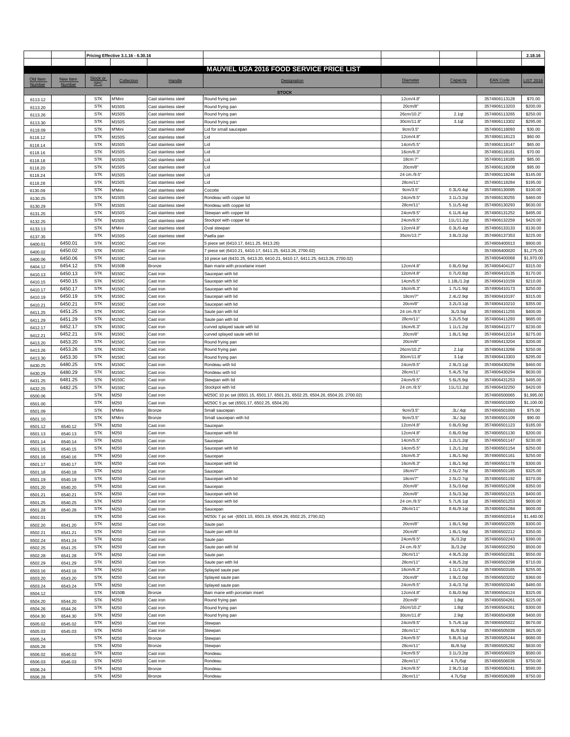| | | Pricing Effective 3.1.16 - 6.30.16 | | | | | | | 2.18.16 |
|---|---|---|---|---|---|---|---|---|---|
| | | | | | **MAUVIEL USA 2016 FOOD SERVICE PRICE LIST** | | | | |
| Old Item Number | New Item Number | Stock or SPC | Collection | Handle | Designation | Diameter | Capacity | EAN Code | LIST 2016 |
| | | | | | **STOCK** | | | | |
| 6113.12 | | STK | M'Mini | Cast stainless steel | Round frying pan | 12cm/4.8" | | 3574906113128 | $70.00 |
| 6113.20 | | STK | M150S | Cast stainless steel | Round frying pan | 20cm/8" | | 3574906113203 | $200.00 |
| 6113.26 | | STK | M150S | Cast stainless steel | Round frying pan | 26cm/10.2" | 2.1qt | 3574906113265 | $250.00 |
| 6113.30 | | STK | M150S | Cast stainless steel | Round frying pan | 30cm/11.8" | 3.1qt | 3574906113302 | $295.00 |
| 6118.09 | | STK | M'Mini | Cast stainless steel | Lid for small saucepan | 9cm/3.5" | | 3574906118093 | $30.00 |
| 6118.12 | | STK | M150S | Cast stainless steel | Lid | 12cm/4.8" | | 3574906118123 | $60.00 |
| 6118.14 | | STK | M150S | Cast stainless steel | Lid | 14cm/5.5" | | 3574906118147 | $65.00 |
| 6118.16 | | STK | M150S | Cast stainless steel | Lid | 16cm/6.3" | | 3574906118161 | $70.00 |
| 6118.18 | | STK | M150S | Cast stainless steel | Lid | 18cm:7" | | 3574906118185 | $85.00 |
| 6118.20 | | STK | M150S | Cast stainless steel | Lid | 20cm/8" | | 3574906118208 | $95.00 |
| 6118.24 | | STK | M150S | Cast stainless steel | Lid | 24 cm./9.5" | | 3574906118246 | $145.00 |
| 6118.28 | | STK | M150S | Cast stainless steel | Lid | 28cm/11" | | 3574906118284 | $195.00 |
| 6130.09 | | STK | M'Mini | Cast stainless steel | Cocotte | 9cm/3.5" | 0.3L/0.4qt | 3574906130095 | $100.00 |
| 6130.25 | | STK | M150S | Cast stainless steel | Rondeau with copper lid | 24cm/9.5" | 3.1L/3.2qt | 3574906130255 | $460.00 |
| 6130.29 | | STK | M150S | Cast stainless steel | Rondeau with copper lid | 28cm/11" | 5.1L/5.4qt | 3574906130293 | $630.00 |
| 6131.25 | | STK | M150S | Cast stainless steel | Stewpan with copper lid | 24cm/9.5" | 6.1L/6.4qt | 3574906131252 | $495.00 |
| 6132.25 | | STK | M150S | Cast stainless steel | Stockpot with copper lid | 24cm/9.5" | 11L/11.2qt | 3574906132259 | $420.00 |
| 6133.13 | | STK | M'Mini | Cast stainless steel | Oval stewpan | 12cm/4.8" | 0.3L/0.4qt | 3574906133133 | $130.00 |
| 6137.35 | | STK | M150S | Cast stainless steel | Paella pan | 35cm/13.7" | 3.8L/3.2qt | 3574906137353 | $225.00 |
| 6400.01 | 6450.01 | STK | M150C | Cast iron | 5 piece set (6410.17, 6411.25, 6413.26) | | | 3574906400013 | $900.00 |
| 6400.02 | 6450.02 | STK | M150C | Cast iron | 7 piece set (6410.21, 6410.17, 6411.25, 6413.26, 2700.02) | | | 3574906400020 | $1,275.00 |
| 6400.06 | 6450.06 | STK | M150C | Cast iron | 10 piece set (6431.25, 6413.20, 6410.21, 6410.17, 6411.25, 6413.26, 2700.02) | | | 3574906400068 | $1,970.00 |
| 6404.12 | 6454.12 | STK | M150B | Bronze | Bain marie with procelaine insert | 12cm/4.8" | 0.8L/0.9qt | 3574906404127 | $315.00 |
| 6410.13 | 6450.13 | STK | M150C | Cast iron | Saucepan with lid | 12cm/4.8" | 0.7L/0.8qt | 3574906410135 | $170.00 |
| 6410.15 | 6450.15 | STK | M150C | Cast iron | Saucepan with lid | 14cm/5.5" | 1.18L/1.2qt | 3574906410159 | $210.00 |
| 6410.17 | 6450.17 | STK | M150C | Cast iron | Saucepan with lid | 16cm/6.3" | 1.7L/1.9qt | 3574906410173 | $250.00 |
| 6410.19 | 6450.19 | STK | M150C | Cast iron | Saucepan with lid | 18cm/7" | 2.4L/2.9qt | 3574906410197 | $315.00 |
| 6410.21 | 6450.21 | STK | M150C | Cast iron | Saucepan with lid | 20cm/8" | 3.2L/3.1qt | 3574906410210 | $355.00 |
| 6411.25 | 6451.25 | STK | M150C | Cast iron | Saute pan with lid | 24 cm./9.5" | 3L/3.5qt | 3574906411255 | $400.00 |
| 6411.29 | 6451.29 | STK | M150C | Cast iron | Saute pan with lid | 28cm/11" | 5.2L/5.5qt | 3574906411293 | $685.00 |
| 6412.17 | 6452.17 | STK | M150C | Cast iron | curved splayed saute with lid | 16cm/6.3" | 1.1L/1.2qt | 3574906412177 | $230.00 |
| 6412.21 | 6452.21 | STK | M150C | Cast iron | curved splayed saute with lid | 20cm/8" | 1.8L/1.9qt | 3574906412214 | $275.00 |
| 6413.20 | 6453.20 | STK | M150C | Cast iron | Round frying pan | 20cm/8" | | 3574906413204 | $200.00 |
| 6413.26 | 6453.26 | STK | M150C | Cast iron | Round frying pan | 26cm/10.2" | 2.1qt | 3574906413266 | $250.00 |
| 6413.30 | 6453.30 | STK | M150C | Cast iron | Round frying pan | 30cm/11.8" | 3.1qt | 3574906413303 | $295.00 |
| 6430.25 | 6480.25 | STK | M150C | Cast iron | Rondeau with lid | 24cm/9.5" | 2.9L/3.1qt | 3574906430256 | $460.00 |
| 6430.29 | 6480.29 | STK | M150C | Cast iron | Rondeau with lid | 28cm/11" | 5.4L/5.7qt | 3574906430294 | $630.00 |
| 6431.25 | 6481.25 | STK | M150C | Cast iron | Stewpan with lid | 24cm/9.5" | 5.6L/5.9qt | 3574906431253 | $495.00 |
| 6432.25 | 6482.25 | STK | M150C | Cast iron | Stockpot with lid | 24 cm./9.5" | 11L/11.2qt | 3574906432250 | $420.00 |
| 6500.06 | | STK | M250 | Cast iron | M250C 10 pc set (6501.15, 6501.17, 6501.21, 6502.25, 6504.26, 6504.20, 2700.02) | | | 3574906500065 | $1,995.00 |
| 6501.00 | | STK | M250 | Cast iron | M250C 5 pc set (6501.17, 6502.25, 6504.26) | | | 3574906501000 | $1,100.00 |
| 6501.09 | | STK | M'Mini | Bronze | Small saucepan | 9cm/3.5" | .3L/.4qt | 3574906501093 | $75.00 |
| 6501.10 | | STK | M'Mini | Bronze | Small saucepan with lid | 9cm/3.5" | .3L/.3qt | 3574906501109 | $90.00 |
| 6501.12 | 6540.12 | STK | M250 | Cast iron | Saucepan | 12cm/4.8" | 0.8L/0.9qt | 3574906501123 | $185.00 |
| 6501.13 | 6540.13 | STK | M250 | Cast iron | Saucepan with lid | 12cm/4.8" | 0.8L/0.9qt | 3574906501130 | $200.00 |
| 6501.14 | 6540.14 | STK | M250 | Cast iron | Saucepan | 14cm/5.5" | 1.2L/1.2qt | 3574906501147 | $230.00 |
| 6501.15 | 6540.15 | STK | M250 | Cast iron | Saucepan with lid | 14cm/5.5" | 1.2L/1.2qt | 3574906501154 | $250.00 |
| 6501.16 | 6540.16 | STK | M250 | Cast iron | Saucepan | 16cm/6.3" | 1.8L/1.9qt | 3574906501161 | $250.00 |
| 6501.17 | 6540.17 | STK | M250 | Cast iron | Saucepan with lid | 16cm/6.3" | 1.8L/1.9qt | 3574906501178 | $300.00 |
| 6501.18 | 6540.18 | STK | M250 | Cast iron | Saucepan | 18cm/7" | 2.5L/2.7qt | 3574906501185 | $325.00 |
| 6501.19 | 6540.19 | STK | M250 | Cast iron | Saucepan with lid | 18cm/7" | 2.5L/2.7qt | 3574906501192 | $370.00 |
| 6501.20 | 6540.20 | STK | M250 | Cast iron | Saucepan | 20cm/8" | 3.5L/3.6qt | 3574906501208 | $350.00 |
| 6501.21 | 6540.21 | STK | M250 | Cast iron | Saucepan with lid | 20cm/8" | 3.5L/3.3qt | 3574906501215 | $400.00 |
| 6501.25 | 6540.25 | STK | M250 | Cast iron | Saucepan with lid | 24 cm./9.5" | 5.7L/6.1qt | 3574906501253 | $600.00 |
| 6501.28 | 6540.28 | STK | M250 | Cast iron | Saucepan | 28cm/11" | 8.6L/9.1qt | 3574906501284 | $600.00 |
| 6502.01 | | STK | M250 | Cast iron | M250c 7 pc set -(6501.15, 6501.19, 6504.26, 6502.25, 2700.02) | | | 3574906502014 | $1,440.00 |
| 6502.20 | 6541.20 | STK | M250 | Cast iron | Saute pan | 20cm/8" | 1.8L/1.9qt | 3574906502205 | $300.00 |
| 6502.21 | 6541.21 | STK | M250 | Cast iron | Saute pan with lid | 20cm/8" | 1.8L/1.9qt | 3574906502212 | $350.00 |
| 6502.24 | 6541.24 | STK | M250 | Cast iron | Saute pan | 24cm/9.5" | 3L/3.2qt | 3574906502243 | $390.00 |
| 6502.25 | 6541.25 | STK | M250 | Cast iron | Saute pan with lid | 24 cm./9.5" | 3L/3.2qt | 3574906502250 | $500.00 |
| 6502.28 | 6541.28 | STK | M250 | Cast iron | Saute pan | 28cm/11" | 4.9L/5.2qt | 3574906502281 | $550.00 |
| 6502.29 | 6541.29 | STK | M250 | Cast iron | Saute pan with lid | 28cm/11" | 4.9L/5.2qt | 3574906502298 | $710.00 |
| 6503.16 | 6543.16 | STK | M250 | Cast iron | Splayed saute pan | 16cm/6.3" | 1.1L/1.2qt | 3574906503165 | $255.00 |
| 6503.20 | 6543.20 | STK | M250 | Cast iron | Splayed saute pan | 20cm/8" | 1.9L/2.0qt | 3574906503202 | $360.00 |
| 6503.24 | 6543.24 | STK | M250 | Cast iron | Splayed saute pan | 24cm/9.5" | 3.4L/3.7qt | 3574906503240 | $480.00 |
| 6504.12 | | STK | M150B | Bronze | Bain marie with porcelain insert | 12cm/4.8" | 0.8L/0.9qt | 3574906504124 | $325.00 |
| 6504.20 | 6544.20 | STK | M250 | Cast iron | Round frying pan | 20cm/8" | 1.8qt | 3574906504261 | $225.00 |
| 6504.26 | 6544.26 | STK | M250 | Cast iron | Round frying pan | 26cm/10.2" | 1.8qt | 3574906504261 | $300.00 |
| 6504.30 | 6544.30 | STK | M250 | Cast iron | Round frying pan | 30cm/11.8" | 2.9qt | 3574906504308 | $400.00 |
| 6505.02 | 6545.02 | STK | M250 | Cast iron | Stewpan | 24cm/9.5" | 5.7L/6.1qt | 3574906505022 | $670.00 |
| 6505.03 | 6545.03 | STK | M250 | Cast iron | Stewpan | 28cm/11" | 8L/8.5qt | 3574906505039 | $825.00 |
| 6505.24 | | STK | M250 | Bronze | Stewpan | 24cm/9.5" | 5.8L/6.1qt | 3574906505244 | $680.00 |
| 6505.28 | | STK | M250 | Bronze | Stewpan | 28cm/11" | 8L/8.5qt | 3574906505282 | $830.00 |
| 6506.02 | 6546.02 | STK | M250 | Cast iron | Rondeau | 24cm/9.5" | 3.1L/3.2qt | 3574906506029 | $580.00 |
| 6506.03 | 6546.03 | STK | M250 | Cast iron | Rondeau | 28cm/11" | 4.7L/5qt | 3574906506036 | $750.00 |
| 6506.24 | | STK | M250 | Bronze | Rondeau | 24cm/9.5" | 2.9L/3.1qt | 3574906506241 | $590.00 |
| 6506.28 | | STK | M250 | Bronze | Rondeau | 28cm/11" | 4.7L/5qt | 3574906506289 | $750.00 |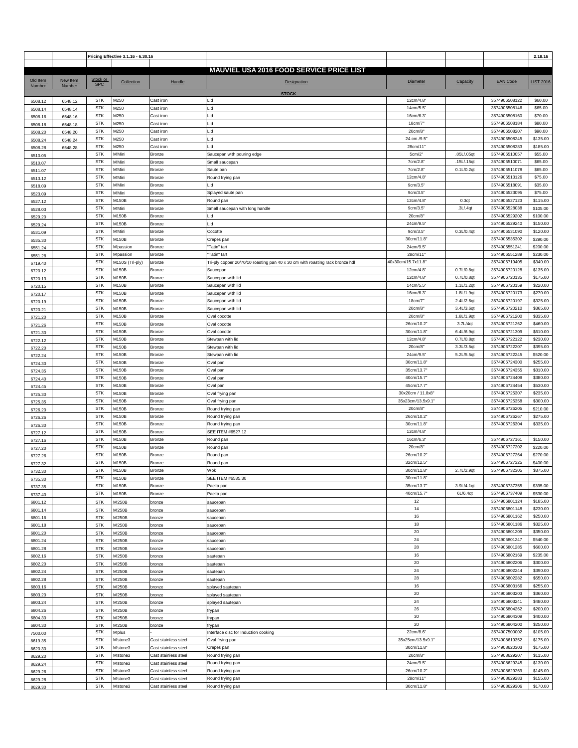| | | Pricing Effective 3.1.16 - 6.30.16 | | | | | | | 2.18.16 |
|---|---|---|---|---|---|---|---|---|---|
| | | | | | **MAUVIEL USA 2016 FOOD SERVICE PRICE LIST** | | | | |
| Old Item Number | New Item Number | Stock or SPC | Collection | Handle | Designation | Diameter | Capacity | EAN Code | LIST 2016 |
| | | | | | **STOCK** | | | | |
| 6508.12 | 6548.12 | STK | M250 | Cast iron | Lid | 12cm/4.8" | | 3574906508122 | $60.00 |
| 6508.14 | 6548.14 | STK | M250 | Cast iron | Lid | 14cm/5.5" | | 3574906508146 | $65.00 |
| 6508.16 | 6548.16 | STK | M250 | Cast iron | Lid | 16cm/6.3" | | 3574906508160 | $70.00 |
| 6508.18 | 6548.18 | STK | M250 | Cast iron | Lid | 18cm/7" | | 3574906508184 | $80.00 |
| 6508.20 | 6548.20 | STK | M250 | Cast iron | Lid | 20cm/8" | | 3574906508207 | $90.00 |
| 6508.24 | 6548.24 | STK | M250 | Cast iron | Lid | 24 cm./9.5" | | 3574906508245 | $135.00 |
| 6508.28 | 6548.28 | STK | M250 | Cast iron | Lid | 28cm/11" | | 3574906508283 | $185.00 |
| 6510.05 | | STK | M'Mini | Bronze | Saucepan with pouring edge | 5cm/2" | .05L/.05qt | 3574906510057 | $55.00 |
| 6510.07 | | STK | M'Mini | Bronze | Small saucepan | 7cm/2.8" | .15L/.15qt | 3574906510071 | $65.00 |
| 6511.07 | | STK | M'Mini | Bronze | Saute pan | 7cm/2.8" | 0.1L/0.2qt | 3574906511078 | $65.00 |
| 6513.12 | | STK | M'Mini | Bronze | Round frying pan | 12cm/4.8" | | 3574906513126 | $75.00 |
| 6518.09 | | STK | M'Mini | Bronze | Lid | 9cm/3.5" | | 3574906518091 | $35.00 |
| 6523.09 | | STK | M'Mini | Bronze | Splayed saute pan | 9cm/3.5" | | 3574906523095 | $75.00 |
| 6527.12 | | STK | M150B | Bronze | Round pan | 12cm/4.8" | 0.3qt | 3574906527123 | $115.00 |
| 6528.03 | | STK | M'Mini | Bronze | Small saucepan with long handle | 9cm/3.5" | .3L/.4qt | 3574906528038 | $105.00 |
| 6529.20 | | STK | M150B | Bronze | Lid | 20cm/8" | | 3574906529202 | $100.00 |
| 6529.24 | | STK | M150B | Bronze | Lid | 24cm/9.5" | | 3574906529240 | $150.00 |
| 6531.09 | | STK | M'Mini | Bronze | Cocotte | 9cm/3.5" | 0.3L/0.4qt | 3574906531090 | $120.00 |
| 6535.30 | | STK | M150B | Bronze | Crepes pan | 30cm/11.8" | | 3574906535302 | $290.00 |
| 6551.24 | | STK | M'passion | Bronze | "Tatin" tart | 24cm/9.5" | | 3574906551241 | $200.00 |
| 6551.28 | | STK | M'passion | Bronze | "Tatin" tart | 28cm/11" | | 3574906551289 | $230.00 |
| 6719.40 | | STK | M150S (Tri-ply) | Bronze | Tri-ply copper 20/70/10 roasting pan 40 x 30 cm with roasting rack bronze hdl | 40x30cm/15.7x11.8" | | 3574906719405 | $340.00 |
| 6720.12 | | STK | M150B | Bronze | Saucepan | 12cm/4.8" | 0.7L/0.8qt | 3574906720128 | $135.00 |
| 6720.13 | | STK | M150B | Bronze | Saucepan with lid | 12cm/4.8" | 0.7L/0.8qt | 3574906720135 | $175.00 |
| 6720.15 | | STK | M150B | Bronze | Saucepan with lid | 14cm/5.5" | 1.1L/1.2qt | 3574906720159 | $220.00 |
| 6720.17 | | STK | M150B | Bronze | Saucepan with lid | 16cm/6.3" | 1.8L/1.9qt | 3574906720173 | $270.00 |
| 6720.19 | | STK | M150B | Bronze | Saucepan with lid | 18cm/7" | 2.4L/2.6qt | 3574906720197 | $325.00 |
| 6720.21 | | STK | M150B | Bronze | Saucepan with lid | 20cm/8" | 3.4L/3.6qt | 3574906720210 | $365.00 |
| 6721.20 | | STK | M150B | Bronze | Oval cocotte | 20cm/8" | 1.8L/1.9qt | 3574906721200 | $335.00 |
| 6721.26 | | STK | M150B | Bronze | Oval cocotte | 26cm/10.2" | 3.7L/4qt | 3574906721262 | $460.00 |
| 6721.30 | | STK | M150B | Bronze | Oval cocotte | 30cm/11.8" | 6.4L/6.9qt | 3574906721309 | $610.00 |
| 6722.12 | | STK | M150B | Bronze | Stewpan with lid | 12cm/4.8" | 0.7L/0.8qt | 3574906722122 | $230.00 |
| 6722.20 | | STK | M150B | Bronze | Stewpan with lid | 20cm/8" | 3.3L/3.5qt | 3574906722207 | $395.00 |
| 6722.24 | | STK | M150B | Bronze | Stewpan with lid | 24cm/9.5" | 5.2L/5.5qt | 3574906722245 | $520.00 |
| 6724.30 | | STK | M150B | Bronze | Oval pan | 30cm/11.8" | | 3574906724300 | $255.00 |
| 6724.35 | | STK | M150B | Bronze | Oval pan | 35cm/13.7" | | 3574906724355 | $310.00 |
| 6724.40 | | STK | M150B | Bronze | Oval pan | 40cm/15.7" | | 3574906724409 | $380.00 |
| 6724.45 | | STK | M150B | Bronze | Oval pan | 45cm/17.7" | | 3574906724454 | $530.00 |
| 6725.30 | | STK | M150B | Bronze | Oval frying pan | 30x20cm / 11.8x8" | | 3574906725307 | $235.00 |
| 6725.35 | | STK | M150B | Bronze | Oval frying pan | 35x23cm/13.5x9.1" | | 3574906725358 | $300.00 |
| 6726.20 | | STK | M150B | Bronze | Round frying pan | 20cm/8" | | 3574906726205 | $210.00 |
| 6726.26 | | STK | M150B | Bronze | Round frying pan | 26cm/10.2" | | 3574906726267 | $275.00 |
| 6726.30 | | STK | M150B | Bronze | Round frying pan | 30cm/11.8" | | 3574906726304 | $335.00 |
| 6727.12 | | STK | M150B | Bronze | SEE ITEM #6527.12 | 12cm/4.8" | | | |
| 6727.16 | | STK | M150B | Bronze | Round pan | 16cm/6.3" | | 3574906727161 | $150.00 |
| 6727.20 | | STK | M150B | Bronze | Round pan | 20cm/8" | | 3574906727202 | $220.00 |
| 6727.26 | | STK | M150B | Bronze | Round pan | 26cm/10.2" | | 3574906727264 | $270.00 |
| 6727.32 | | STK | M150B | Bronze | Round pan | 32cm/12.5" | | 3574906727325 | $400.00 |
| 6732.30 | | STK | M150B | Bronze | Wok | 30cm/11.8" | 2.7L/2.9qt | 3574906732305 | $375.00 |
| 6735.30 | | STK | M150B | Bronze | SEE ITEM #6535.30 | 30cm/11.8" | | | |
| 6737.35 | | STK | M150B | Bronze | Paella pan | 35cm/13.7" | 3.9L/4.1qt | 3574906737355 | $395.00 |
| 6737.40 | | STK | M150B | Bronze | Paella pan | 40cm/15.7" | 6L/6.4qt | 3574906737409 | $530.00 |
| 6801.12 | | STK | M'250B | bronze | saucepan | 12 | | 3574906801124 | $185.00 |
| 6801.14 | | STK | M'250B | bronze | saucepan | 14 | | 3574906801148 | $230.00 |
| 6801.16 | | STK | M'250B | bronze | saucepan | 16 | | 3574906801162 | $250.00 |
| 6801.18 | | STK | M'250B | bronze | saucepan | 18 | | 3574906801186 | $325.00 |
| 6801.20 | | STK | M'250B | bronze | saucepan | 20 | | 3574906801209 | $350.00 |
| 6801.24 | | STK | M'250B | bronze | saucepan | 24 | | 3574906801247 | $540.00 |
| 6801.28 | | STK | M'250B | bronze | saucepan | 28 | | 3574906801285 | $600.00 |
| 6802.16 | | STK | M'250B | bronze | sautepan | 16 | | 3574906802169 | $235.00 |
| 6802.20 | | STK | M'250B | bronze | sautepan | 20 | | 3574906802206 | $300.00 |
| 6802.24 | | STK | M'250B | bronze | sautepan | 24 | | 3574906802244 | $390.00 |
| 6802.28 | | STK | M'250B | bronze | sautepan | 28 | | 3574906802282 | $550.00 |
| 6803.16 | | STK | M'250B | bronze | splayed sautepan | 16 | | 3574906803166 | $255.00 |
| 6803.20 | | STK | M'250B | bronze | splayed sautepan | 20 | | 3574906803203 | $360.00 |
| 6803.24 | | STK | M'250B | bronze | splayed sautepan | 24 | | 3574906803241 | $480.00 |
| 6804.26 | | STK | M'250B | bronze | frypan | 26 | | 3574906804262 | $200.00 |
| 6804.30 | | STK | M'250B | bronze | frypan | 30 | | 3574906804309 | $400.00 |
| 6804.30 | | STK | M'250B | bronze | frypan | 20 | | 3574906804200 | $250.00 |
| 7500.00 | | STK | M'plus | - | Interface disc for Induction cooking | 22cm/8.6" | | 3574907500002 | $105.00 |
| 8619.35 | | STK | M'stone3 | Cast stainless steel | Oval frying pan | 35x25cm/13.5x9.1" | | 3574908619352 | $175.00 |
| 8620.30 | | STK | M'stone3 | Cast stainless steel | Crepes pan | 30cm/11.8" | | 3574908620303 | $175.00 |
| 8629.20 | | STK | M'stone3 | Cast stainless steel | Round frying pan | 20cm/8" | | 3574908629207 | $115.00 |
| 8629.24 | | STK | M'stone3 | Cast stainless steel | Round frying pan | 24cm/9.5" | | 3574908629245 | $130.00 |
| 8629.26 | | STK | M'stone3 | Cast stainless steel | Round frying pan | 26cm/10.2" | | 3574908629269 | $145.00 |
| 8629.28 | | STK | M'stone3 | Cast stainless steel | Round frying pan | 28cm/11" | | 3574908629283 | $155.00 |
| 8629.30 | | STK | M'stone3 | Cast stainless steel | Round frying pan | 30cm/11.8" | | 3574908629306 | $170.00 |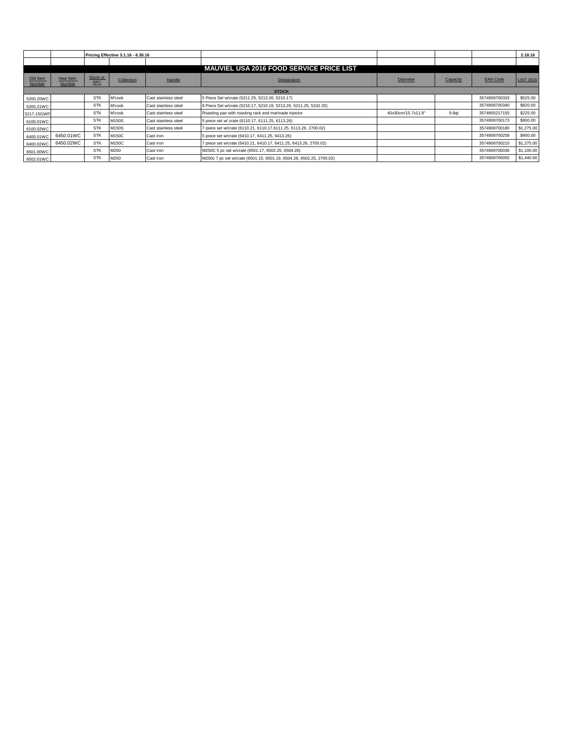| | | Pricing Effective 3.1.16 - 6.30.16 | | | | | | | 2.18.16 |
|---|---|---|---|---|---|---|---|---|---|
| | | | | | | | | | |

# MAUVIEL USA 2016 FOOD SERVICE PRICE LIST

| Old Item Number | New Item Number | Stock or SPC | Collection | Handle | Designation | Diameter | Capacity | EAN Code | LIST 2016 |
|---|---|---|---|---|---|---|---|---|---|
| | | | | | **STOCK** | | | | |
| 5200.20WC | | STK | M'cook | Cast stainless steel | 5 Piece Set w/crate (5211.25, 5213.26, 5210.17) | | | 3574908700333 | $525.00 |
| 5200.21WC | | STK | M'cook | Cast stainless steel | 8 Piece Set w/crate (5210.17, 5210.19, 5213.26, 5211.25, 5242.20) | | | 3574908700340 | $820.00 |
| 5217.15GWP | | STK | M'cook | Cast stainless steel | Roasting pan with roasting rack and marinade injector | 40x30cm/15.7x11.8" | 9.8qt | 3574905217155 | $225.00 |
| 6100.01WC | | STK | M150S | Cast stainless steel | 5 piece set w/ crate (6110.17, 6111.25, 6113.26) | | | 3574908700173 | $900.00 |
| 6100.02WC | | STK | M150S | Cast stainless steel | 7 piece set w/crate (6110.21, 6110.17,6111.25, 6113.26, 2700.02) | | | 3574908700180 | $1,275.00 |
| 6400.01WC | 6450.01WC | STK | M150C | Cast iron | 5 piece set w/crate (6410.17, 6411.25, 6413.26) | | | 3574908700258 | $900.00 |
| 6400.02WC | 6450.02WC | STK | M150C | Cast iron | 7 piece set w/crate (6410.21, 6410.17, 6411.25, 6413.26, 2700.02) | | | 3574908700210 | $1,275.00 |
| 6501.00WC | | STK | M250 | Cast iron | M250C 5 pc set w/crate (6501.17, 6502.25, 6504.26) | | | 3574908700036 | $1,100.00 |
| 6502.01WC | | STK | M250 | Cast iron | M250c 7 pc set w/crate (6501.15, 6501.19, 6504.26, 6502.25, 2700.02) | | | 3574908700050 | $1,440.00 |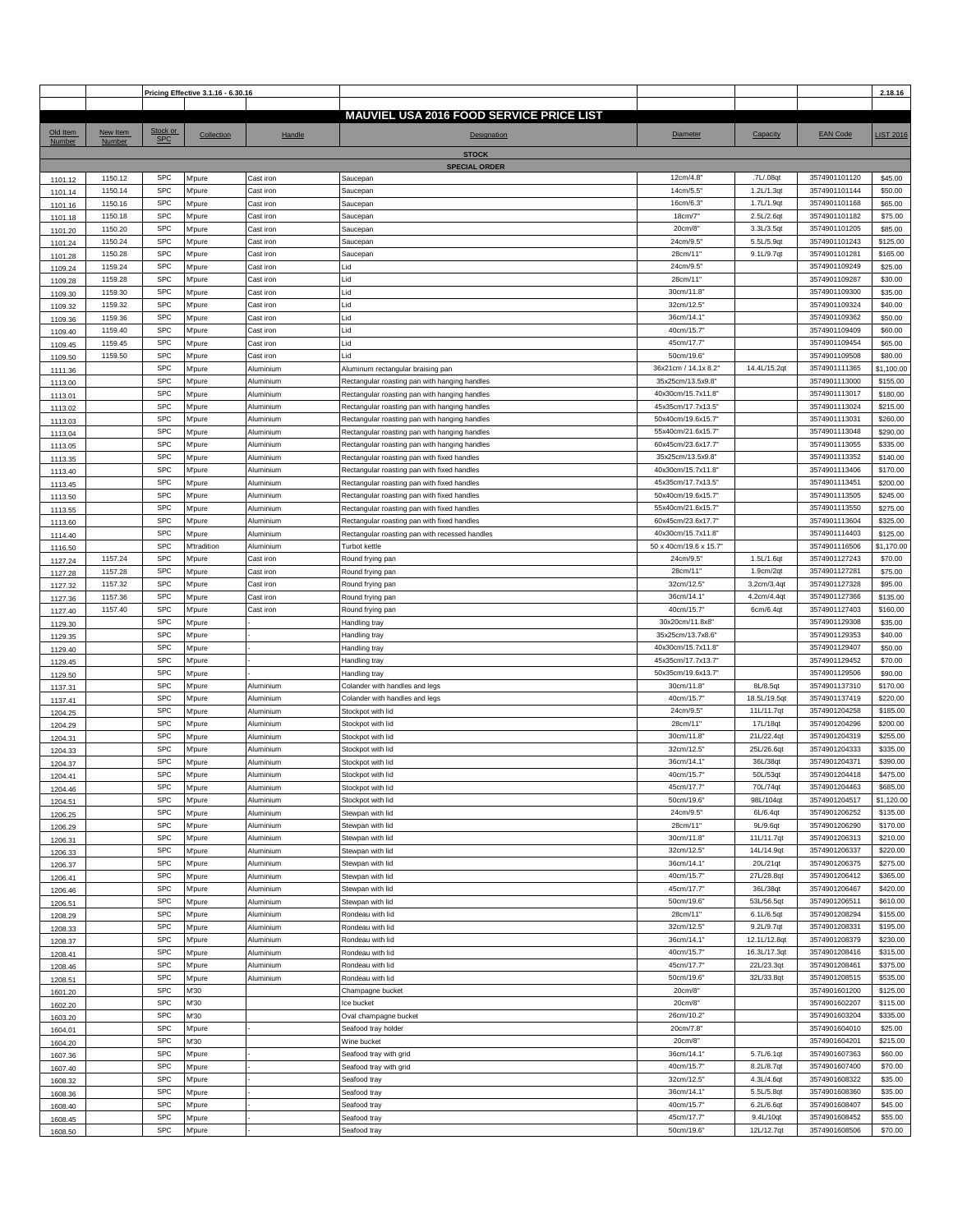| | | Pricing Effective 3.1.16 - 6.30.16 | | | | | | | 2.18.16 |
|---|---|---|---|---|---|---|---|---|---|
| | | | | | **MAUVIEL USA 2016 FOOD SERVICE PRICE LIST** | | | | |
| Old Item Number | New Item Number | Stock or SPC | Collection | Handle | Designation | Diameter | Capacity | EAN Code | LIST 2016 |
| | | | | | **STOCK** | | | | |
| | | | | | **SPECIAL ORDER** | | | | |
| 1101.12 | 1150.12 | SPC | M'pure | Cast iron | Saucepan | 12cm/4.8" | .7L/.08qt | 3574901101120 | $45.00 |
| 1101.14 | 1150.14 | SPC | M'pure | Cast iron | Saucepan | 14cm/5.5" | 1.2L/1.3qt | 3574901101144 | $50.00 |
| 1101.16 | 1150.16 | SPC | M'pure | Cast iron | Saucepan | 16cm/6.3" | 1.7L/1.9qt | 3574901101168 | $65.00 |
| 1101.18 | 1150.18 | SPC | M'pure | Cast iron | Saucepan | 18cm/7" | 2.5L/2.6qt | 3574901101182 | $75.00 |
| 1101.20 | 1150.20 | SPC | M'pure | Cast iron | Saucepan | 20cm/8" | 3.3L/3.5qt | 3574901101205 | $85.00 |
| 1101.24 | 1150.24 | SPC | M'pure | Cast iron | Saucepan | 24cm/9.5" | 5.5L/5.9qt | 3574901101243 | $125.00 |
| 1101.28 | 1150.28 | SPC | M'pure | Cast iron | Saucepan | 28cm/11" | 9.1L/9.7qt | 3574901101281 | $165.00 |
| 1109.24 | 1159.24 | SPC | M'pure | Cast iron | Lid | 24cm/9.5" | | 3574901109249 | $25.00 |
| 1109.28 | 1159.28 | SPC | M'pure | Cast iron | Lid | 28cm/11" | | 3574901109287 | $30.00 |
| 1109.30 | 1159.30 | SPC | M'pure | Cast iron | Lid | 30cm/11.8" | | 3574901109300 | $35.00 |
| 1109.32 | 1159.32 | SPC | M'pure | Cast iron | Lid | 32cm/12.5" | | 3574901109324 | $40.00 |
| 1109.36 | 1159.36 | SPC | M'pure | Cast iron | Lid | 36cm/14.1" | | 3574901109362 | $50.00 |
| 1109.40 | 1159.40 | SPC | M'pure | Cast iron | Lid | 40cm/15.7" | | 3574901109409 | $60.00 |
| 1109.45 | 1159.45 | SPC | M'pure | Cast iron | Lid | 45cm/17.7" | | 3574901109454 | $65.00 |
| 1109.50 | 1159.50 | SPC | M'pure | Cast iron | Lid | 50cm/19.6" | | 3574901109508 | $80.00 |
| 1111.36 | | SPC | M'pure | Aluminium | Aluminum rectangular braising pan | 36x21cm / 14.1x 8.2" | 14.4L/15.2qt | 3574901111365 | $1,100.00 |
| 1113.00 | | SPC | M'pure | Aluminium | Rectangular roasting pan with hanging handles | 35x25cm/13.5x9.8" | | 3574901113000 | $155.00 |
| 1113.01 | | SPC | M'pure | Aluminium | Rectangular roasting pan with hanging handles | 40x30cm/15.7x11.8" | | 3574901113017 | $180.00 |
| 1113.02 | | SPC | M'pure | Aluminium | Rectangular roasting pan with hanging handles | 45x35cm/17.7x13.5" | | 3574901113024 | $215.00 |
| 1113.03 | | SPC | M'pure | Aluminium | Rectangular roasting pan with hanging handles | 50x40cm/19.6x15.7" | | 3574901113031 | $260.00 |
| 1113.04 | | SPC | M'pure | Aluminium | Rectangular roasting pan with hanging handles | 55x40cm/21.6x15.7" | | 3574901113048 | $290.00 |
| 1113.05 | | SPC | M'pure | Aluminium | Rectangular roasting pan with hanging handles | 60x45cm/23.6x17.7" | | 3574901113055 | $335.00 |
| 1113.35 | | SPC | M'pure | Aluminium | Rectangular roasting pan with fixed handles | 35x25cm/13.5x9.8" | | 3574901113352 | $140.00 |
| 1113.40 | | SPC | M'pure | Aluminium | Rectangular roasting pan with fixed handles | 40x30cm/15.7x11.8" | | 3574901113406 | $170.00 |
| 1113.45 | | SPC | M'pure | Aluminium | Rectangular roasting pan with fixed handles | 45x35cm/17.7x13.5" | | 3574901113451 | $200.00 |
| 1113.50 | | SPC | M'pure | Aluminium | Rectangular roasting pan with fixed handles | 50x40cm/19.6x15.7" | | 3574901113505 | $245.00 |
| 1113.55 | | SPC | M'pure | Aluminium | Rectangular roasting pan with fixed handles | 55x40cm/21.6x15.7" | | 3574901113550 | $275.00 |
| 1113.60 | | SPC | M'pure | Aluminium | Rectangular roasting pan with fixed handles | 60x45cm/23.6x17.7" | | 3574901113604 | $325.00 |
| 1114.40 | | SPC | M'pure | Aluminium | Rectangular roasting pan with recessed handles | 40x30cm/15.7x11.8" | | 3574901114403 | $125.00 |
| 1116.50 | | SPC | M'tradition | Aluminium | Turbot kettle | 50 x 40cm/19.6 x 15.7" | | 3574901116506 | $1,170.00 |
| 1127.24 | 1157.24 | SPC | M'pure | Cast iron | Round frying pan | 24cm/9.5" | 1.5L/1.6qt | 3574901127243 | $70.00 |
| 1127.28 | 1157.28 | SPC | M'pure | Cast iron | Round frying pan | 28cm/11" | 1.9cm/2qt | 3574901127281 | $75.00 |
| 1127.32 | 1157.32 | SPC | M'pure | Cast iron | Round frying pan | 32cm/12.5" | 3.2cm/3.4qt | 3574901127328 | $95.00 |
| 1127.36 | 1157.36 | SPC | M'pure | Cast iron | Round frying pan | 36cm/14.1" | 4.2cm/4.4qt | 3574901127366 | $135.00 |
| 1127.40 | 1157.40 | SPC | M'pure | Cast iron | Round frying pan | 40cm/15.7" | 6cm/6.4qt | 3574901127403 | $160.00 |
| 1129.30 | | SPC | M'pure | - | Handling tray | 30x20cm/11.8x8" | | 3574901129308 | $35.00 |
| 1129.35 | | SPC | M'pure | - | Handling tray | 35x25cm/13.7x8.6" | | 3574901129353 | $40.00 |
| 1129.40 | | SPC | M'pure | - | Handling tray | 40x30cm/15.7x11.8" | | 3574901129407 | $50.00 |
| 1129.45 | | SPC | M'pure | - | Handling tray | 45x35cm/17.7x13.7" | | 3574901129452 | $70.00 |
| 1129.50 | | SPC | M'pure | - | Handling tray | 50x35cm/19.6x13.7" | | 3574901129506 | $90.00 |
| 1137.31 | | SPC | M'pure | Aluminium | Colander with handles and legs | 30cm/11.8" | 8L/8.5qt | 3574901137310 | $170.00 |
| 1137.41 | | SPC | M'pure | Aluminium | Colander with handles and legs | 40cm/15.7" | 18.5L/19.5qt | 3574901137419 | $220.00 |
| 1204.25 | | SPC | M'pure | Aluminium | Stockpot with lid | 24cm/9.5" | 11L/11.7qt | 3574901204258 | $185.00 |
| 1204.29 | | SPC | M'pure | Aluminium | Stockpot with lid | 28cm/11" | 17L/18qt | 3574901204296 | $200.00 |
| 1204.31 | | SPC | M'pure | Aluminium | Stockpot with lid | 30cm/11.8" | 21L/22.4qt | 3574901204319 | $255.00 |
| 1204.33 | | SPC | M'pure | Aluminium | Stockpot with lid | 32cm/12.5" | 25L/26.6qt | 3574901204333 | $335.00 |
| 1204.37 | | SPC | M'pure | Aluminium | Stockpot with lid | 36cm/14.1" | 36L/38qt | 3574901204371 | $390.00 |
| 1204.41 | | SPC | M'pure | Aluminium | Stockpot with lid | 40cm/15.7" | 50L/53qt | 3574901204418 | $475.00 |
| 1204.46 | | SPC | M'pure | Aluminium | Stockpot with lid | 45cm/17.7" | 70L/74qt | 3574901204463 | $685.00 |
| 1204.51 | | SPC | M'pure | Aluminium | Stockpot with lid | 50cm/19.6" | 98L/104qt | 3574901204517 | $1,120.00 |
| 1206.25 | | SPC | M'pure | Aluminium | Stewpan with lid | 24cm/9.5" | 6L/6.4qt | 3574901206252 | $135.00 |
| 1206.29 | | SPC | M'pure | Aluminium | Stewpan with lid | 28cm/11" | 9L/9.6qt | 3574901206290 | $170.00 |
| 1206.31 | | SPC | M'pure | Aluminium | Stewpan with lid | 30cm/11.8" | 11L/11.7qt | 3574901206313 | $210.00 |
| 1206.33 | | SPC | M'pure | Aluminium | Stewpan with lid | 32cm/12.5" | 14L/14.9qt | 3574901206337 | $220.00 |
| 1206.37 | | SPC | M'pure | Aluminium | Stewpan with lid | 36cm/14.1" | 20L/21qt | 3574901206375 | $275.00 |
| 1206.41 | | SPC | M'pure | Aluminium | Stewpan with lid | 40cm/15.7" | 27L/28.8qt | 3574901206412 | $365.00 |
| 1206.46 | | SPC | M'pure | Aluminium | Stewpan with lid | 45cm/17.7" | 36L/38qt | 3574901206467 | $420.00 |
| 1206.51 | | SPC | M'pure | Aluminium | Stewpan with lid | 50cm/19.6" | 53L/56.5qt | 3574901206511 | $610.00 |
| 1208.29 | | SPC | M'pure | Aluminium | Rondeau with lid | 28cm/11" | 6.1L/6.5qt | 3574901208294 | $155.00 |
| 1208.33 | | SPC | M'pure | Aluminium | Rondeau with lid | 32cm/12.5" | 9.2L/9.7qt | 3574901208331 | $195.00 |
| 1208.37 | | SPC | M'pure | Aluminium | Rondeau with lid | 36cm/14.1" | 12.1L/12.8qt | 3574901208379 | $230.00 |
| 1208.41 | | SPC | M'pure | Aluminium | Rondeau with lid | 40cm/15.7" | 16.3L/17.3qt | 3574901208416 | $315.00 |
| 1208.46 | | SPC | M'pure | Aluminium | Rondeau with lid | 45cm/17.7" | 22L/23.3qt | 3574901208461 | $375.00 |
| 1208.51 | | SPC | M'pure | Aluminium | Rondeau with lid | 50cm/19.6" | 32L/33.8qt | 3574901208515 | $535.00 |
| 1601.20 | | SPC | M'30 | | Champagne bucket | 20cm/8" | | 3574901601200 | $125.00 |
| 1602.20 | | SPC | M'30 | | Ice bucket | 20cm/8" | | 3574901602207 | $115.00 |
| 1603.20 | | SPC | M'30 | | Oval champagne bucket | 26cm/10.2" | | 3574901603204 | $335.00 |
| 1604.01 | | SPC | M'pure | - | Seafood tray holder | 20cm/7.8" | | 3574901604010 | $25.00 |
| 1604.20 | | SPC | M'30 | | Wine bucket | 20cm/8" | | 3574901604201 | $215.00 |
| 1607.36 | | SPC | M'pure | - | Seafood tray with grid | 36cm/14.1" | 5.7L/6.1qt | 3574901607363 | $60.00 |
| 1607.40 | | SPC | M'pure | - | Seafood tray with grid | 40cm/15.7" | 8.2L/8.7qt | 3574901607400 | $70.00 |
| 1608.32 | | SPC | M'pure | - | Seafood tray | 32cm/12.5" | 4.3L/4.6qt | 3574901608322 | $35.00 |
| 1608.36 | | SPC | M'pure | - | Seafood tray | 36cm/14.1" | 5.5L/5.8qt | 3574901608360 | $35.00 |
| 1608.40 | | SPC | M'pure | - | Seafood tray | 40cm/15.7" | 6.2L/6.6qt | 3574901608407 | $45.00 |
| 1608.45 | | SPC | M'pure | - | Seafood tray | 45cm/17.7" | 9.4L/10qt | 3574901608452 | $55.00 |
| 1608.50 | | SPC | M'pure | - | Seafood tray | 50cm/19.6" | 12L/12.7qt | 3574901608506 | $70.00 |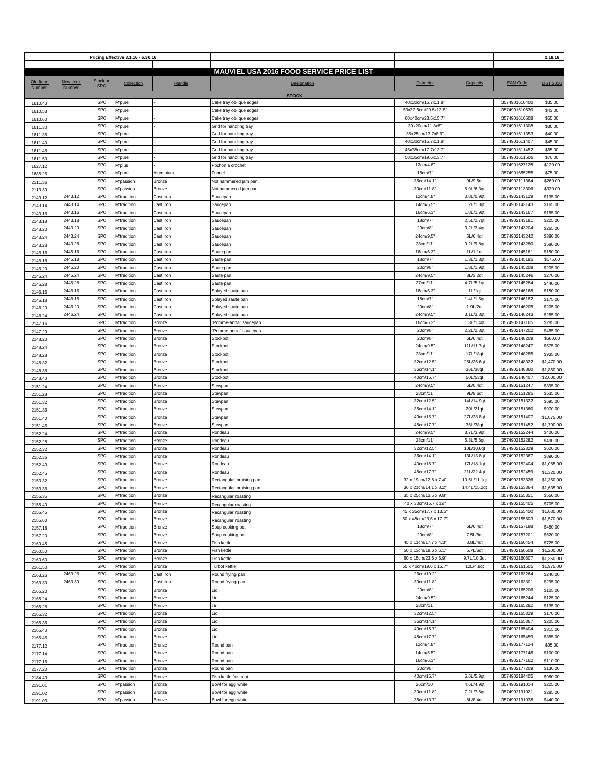| | | Pricing Effective 3.1.16 - 6.30.16 | | | | | | | 2.18.16 |
|---|---|---|---|---|---|---|---|---|---|
| | | | | | **MAUVIEL USA 2016 FOOD SERVICE PRICE LIST** | | | | |
| Old Item Number | New Item Number | Stock or SPC | Collection | Handle | Designation | Diameter | Capacity | EAN Code | LIST 2016 |
| | | | | | **STOCK** | | | | |
| 1610.40 | | SPC | M'pure | - | Cake tray oblique edges | 40x30cm/15.7x11.8" | | 3574901610400 | $35.00 |
| 1610.53 | | SPC | M'pure | - | Cake tray oblique edges | 53x32.5cm/20.5x12.5" | | 3574901610530 | $43.00 |
| 1610.60 | | SPC | M'pure | - | Cake tray oblique edges | 60x40cm/23.6x15.7" | | 3574901610608 | $55.00 |
| 1611.30 | | SPC | M'pure | - | Grid for handling tray | 30x20cm/11.8x8" | | 3574901611308 | $30.00 |
| 1611.35 | | SPC | M'pure | - | Grid for handling tray | 35x25cm/13.7x8.6" | | 3574901611353 | $40.00 |
| 1611.40 | | SPC | M'pure | - | Grid for handling tray | 40x30cm/15.7x11.8" | | 3574901611407 | $45.00 |
| 1611.45 | | SPC | M'pure | - | Grid for handling tray | 45x35cm/17.7x13.7" | | 3574901611452 | $55.00 |
| 1611.50 | | SPC | M'pure | - | Grid for handling tray | 50x35cm/19.6x13.7" | | 3574901611506 | $70.00 |
| 1627.12 | | SPC | M'plus | - | Pochon a crochet | 12cm/4.8" | | 3574901627125 | $120.00 |
| 1685.25 | | SPC | M'pure | Aluminium | Funnel | 18cm/7" | | 3574901685255 | $75.00 |
| 2111.36 | | SPC | M'passion | Bronze | Not hammered jam pan | 36cm/14.1" | 9L/9.5qt | 3574902111364 | $260.00 |
| 2113.30 | | SPC | M'passion | Bronze | Not hammered jam pan | 30cm/11.8" | 5.9L/6.3qt | 3574902113306 | $330.00 |
| 2143.12 | 2443.12 | SPC | M'tradition | Cast iron | Saucepan | 12cm/4.8" | 0.8L/0.9qt | 3574902143129 | $135.00 |
| 2143.14 | 2443.14 | SPC | M'tradition | Cast iron | Saucepan | 14cm/5.5" | 1.2L/1.3qt | 3574902143143 | $165.00 |
| 2143.16 | 2443.16 | SPC | M'tradition | Cast iron | Saucepan | 16cm/6.3" | 1.8L/1.9qt | 3574902143167 | $185.00 |
| 2143.18 | 2443.18 | SPC | M'tradition | Cast iron | Saucepan | 18cm/7" | 2.5L/2.7qt | 3574902143181 | $225.00 |
| 2143.20 | 2443.20 | SPC | M'tradition | Cast iron | Saucepan | 20cm/8" | 3.2L/3.4qt | 3574902143204 | $265.00 |
| 2143.24 | 2443.24 | SPC | M'tradition | Cast iron | Saucepan | 24cm/9.5" | 6L/6.4qt | 3574902143242 | $380.00 |
| 2143.28 | 2443.28 | SPC | M'tradition | Cast iron | Saucepan | 28cm/11" | 9.2L/9.8qt | 3574902143280 | $580.00 |
| 2145.16 | 2445.16 | SPC | M'tradition | Cast iron | Saute pan | 16cm/6.3" | 1L/1.1qt | 3574902145161 | $150.00 |
| 2145.18 | 2445.18 | SPC | M'tradition | Cast iron | Saute pan | 18cm/7" | 1.3L/1.3qt | 3574902145185 | $175.00 |
| 2145.20 | 2445.20 | SPC | M'tradition | Cast iron | Saute pan | 20cm/8" | 1.8L/1.9qt | 3574902145208 | $205.00 |
| 2145.24 | 2445.24 | SPC | M'tradition | Cast iron | Saute pan | 24cm/9.5" | 3L/3.2qt | 3574902145246 | $270.00 |
| 2145.28 | 2445.28 | SPC | M'tradition | Cast iron | Saute pan | 27cm/11" | 4.7L/5.1qt | 3574902145284 | $440.00 |
| 2146.16 | 2446.16 | SPC | M'tradition | Cast iron | Splayed saute pan | 16cm/6.3" | 1L/1qt | 3574902146168 | $150.00 |
| 2146.18 | 2446.18 | SPC | M'tradition | Cast iron | Splayed saute pan | 18cm/7" | 1.4L/1.5qt | 3574902146182 | $175.00 |
| 2146.20 | 2446.20 | SPC | M'tradition | Cast iron | Splayed saute pan | 20cm/8" | 1.9L/2qt | 3574902146205 | $205.00 |
| 2146.24 | 2446.24 | SPC | M'tradition | Cast iron | Splayed saute pan | 24cm/9.5" | 3.1L/3.3qt | 3574902146243 | $285.00 |
| 2147.16 | | SPC | M'tradition | Bronze | "Pomme-anna" saucepan | 16cm/6.3" | 1.3L/1.4qt | 3574902147165 | $285.00 |
| 2147.20 | | SPC | M'tradition | Bronze | "Pomme-anna" saucepan | 20cm/8" | 2.2L/2.3qt | 3574902147202 | $485.00 |
| 2148.20 | | SPC | M'tradition | Bronze | Stockpot | 20cm/8" | 6L/6.4qt | 3574902148209 | $560.00 |
| 2148.24 | | SPC | M'tradition | Bronze | Stockpot | 24cm/9.5" | 11L/11.7qt | 3574902148247 | $575.00 |
| 2148.28 | | SPC | M'tradition | Bronze | Stockpot | 28cm/11" | 17L/18qt | 3574902148285 | $935.00 |
| 2148.32 | | SPC | M'tradition | Bronze | Stockpot | 32cm/12.5" | 25L/26.6qt | 3574902148322 | $1,470.00 |
| 2148.36 | | SPC | M'tradition | Bronze | Stockpot | 36cm/14.1" | 36L/38qt | 3574902148360 | $1,850.00 |
| 2148.40 | | SPC | M'tradition | Bronze | Stockpot | 40cm/15.7" | 50L/53qt | 3574902148407 | $2,600.00 |
| 2151.24 | | SPC | M'tradition | Bronze | Stewpan | 24cm/9.5" | 6L/6.4qt | 3574902151247 | $395.00 |
| 2151.28 | | SPC | M'tradition | Bronze | Stewpan | 28cm/11" | 9L/9.6qt | 3574902151285 | $535.00 |
| 2151.32 | | SPC | M'tradition | Bronze | Stewpan | 32cm/12.5" | 14L/14.9qt | 3574902151322 | $695.00 |
| 2151.36 | | SPC | M'tradition | Bronze | Stewpan | 36cm/14.1" | 20L/21qt | 3574902151360 | $970.00 |
| 2151.40 | | SPC | M'tradition | Bronze | Stewpan | 40cm/15.7" | 27L/28.8qt | 3574902151407 | $1,075.00 |
| 2151.45 | | SPC | M'tradition | Bronze | Stewpan | 45cm/17.7" | 36L/38qt | 3574902151452 | $1,790.00 |
| 2152.24 | | SPC | M'tradition | Bronze | Rondeau | 24cm/9.5" | 3.7L/3.9qt | 3574902152244 | $400.00 |
| 2152.28 | | SPC | M'tradition | Bronze | Rondeau | 28cm/11" | 5.3L/5.6qt | 3574902152282 | $490.00 |
| 2152.32 | | SPC | M'tradition | Bronze | Rondeau | 32cm/12.5" | 10L/10.6qt | 3574902152329 | $620.00 |
| 2152.36 | | SPC | M'tradition | Bronze | Rondeau | 36cm/14.1" | 13L/13.8qt | 3574902152367 | $890.00 |
| 2152.40 | | SPC | M'tradition | Bronze | Rondeau | 40cm/15.7" | 17L/18.1qt | 3574902152404 | $1,065.00 |
| 2152.45 | | SPC | M'tradition | Bronze | Rondeau | 45cm/17.7" | 21L/22.4qt | 3574902152459 | $1,320.00 |
| 2153.32 | | SPC | M'tradition | Bronze | Rectangular braising pan | 32 x 19cm/12.5 x 7.4" | 10.5L/11.1qt | 3574902153326 | $1,350.00 |
| 2153.36 | | SPC | M'tradition | Bronze | Rectangular braising pan | 36 x 21cm/14.1 x 8.2" | 14.4L/15.2qt | 3574902153364 | $1,635.00 |
| 2155.35 | | SPC | M'tradition | Bronze | Recangular roasting | 35 x 25cm/13.5 x 9.8" | | 3574902155351 | $550.00 |
| 2155.40 | | SPC | M'tradition | Bronze | Recangular roasting | 40 x 30cm/15.7 x 12" | | 3574902155405 | $705.00 |
| 2155.45 | | SPC | M'tradition | Bronze | Recangular roasting | 45 x 35cm/17.7 x 13.5" | | 3574902155450 | $1,030.00 |
| 2155.60 | | SPC | M'tradition | Bronze | Recangular roasting | 60 x 45cm/23.6 x 17.7" | | 3574902155603 | $1,570.00 |
| 2157.18 | | SPC | M'tradition | Bronze | Soup cooking pot | 18cm/7" | 6L/6.4qt | 3574902157188 | $480.00 |
| 2157.20 | | SPC | M'tradition | Bronze | Soup cooking pot | 20cm/8" | 7.5L/8qt | 3574902157201 | $620.00 |
| 2160.45 | | SPC | M'tradition | Bronze | Fish kettle | 45 x 11cm/17.7 x 4.3" | 3.8L/4qt | 3574902160454 | $725.00 |
| 2160.50 | | SPC | M'tradition | Bronze | Fish kettle | 50 x 13cm/19.6 x 5.1" | 5.7L/6qt | 3574902160508 | $1,200.00 |
| 2160.60 | | SPC | M'tradition | Bronze | Fish kettle | 60 x 15cm/23.6 x 5.9" | 9.7L/10.3qt | 3574902160607 | $1,350.00 |
| 2161.50 | | SPC | M'tradition | Bronze | Turbot kettle | 50 x 40cm/19.6 x 15.7" | 12L/4.8qt | 3574902161505 | $1,975.00 |
| 2163.26 | 2463.26 | SPC | M'tradition | Cast iron | Round frying pan | 26cm/10.2" | | 3574902163264 | $240.00 |
| 2163.30 | 2463.30 | SPC | M'tradition | Cast iron | Round frying pan | 30cm/11.8" | | 3574902163301 | $295.00 |
| 2165.20 | | SPC | M'tradition | Bronze | Lid | 20cm/8" | | 3574902165206 | $105.00 |
| 2165.24 | | SPC | M'tradition | Bronze | Lid | 24cm/9.5" | | 3574902165244 | $125.00 |
| 2165.28 | | SPC | M'tradition | Bronze | Lid | 28cm/11" | | 3574902165282 | $135.00 |
| 2165.32 | | SPC | M'tradition | Bronze | Lid | 32cm/12.5" | | 3574902165329 | $170.00 |
| 2165.36 | | SPC | M'tradition | Bronze | Lid | 36cm/14.1" | | 3574902165367 | $205.00 |
| 2165.40 | | SPC | M'tradition | Bronze | Lid | 40cm/15.7" | | 3574902165404 | $315.00 |
| 2165.45 | | SPC | M'tradition | Bronze | Lid | 45cm/17.7" | | 3574902165459 | $385.00 |
| 2177.12 | | SPC | M'tradition | Bronze | Round pan | 12cm/4.8" | | 3574902177124 | $95.00 |
| 2177.14 | | SPC | M'tradition | Bronze | Round pan | 14cm/5.5" | | 3574902177148 | $100.00 |
| 2177.16 | | SPC | M'tradition | Bronze | Round pan | 16cm/6.3" | | 3574902177162 | $110.00 |
| 2177.20 | | SPC | M'tradition | Bronze | Round pan | 20cm/8" | | 3574902177209 | $130.00 |
| 2184.40 | | SPC | M'tradition | Bronze | Fish kettle for trout | 40cm/15.7" | 5.6L/5.9qt | 3574902184405 | $980.00 |
| 2191.01 | | SPC | M'passion | Bronze | Bowl for egg white | 26cm/10" | 4.6L/4.9qt | 3574902191014 | $225.00 |
| 2191.02 | | SPC | M'passion | Bronze | Bowl for egg white | 30cm/11.8" | 7.2L/7.6qt | 3574902191021 | $285.00 |
| 2191.03 | | SPC | M'passion | Bronze | Bowl for egg white | 35cm/13.7" | 8L/8.4qt | 3574902191038 | $440.00 |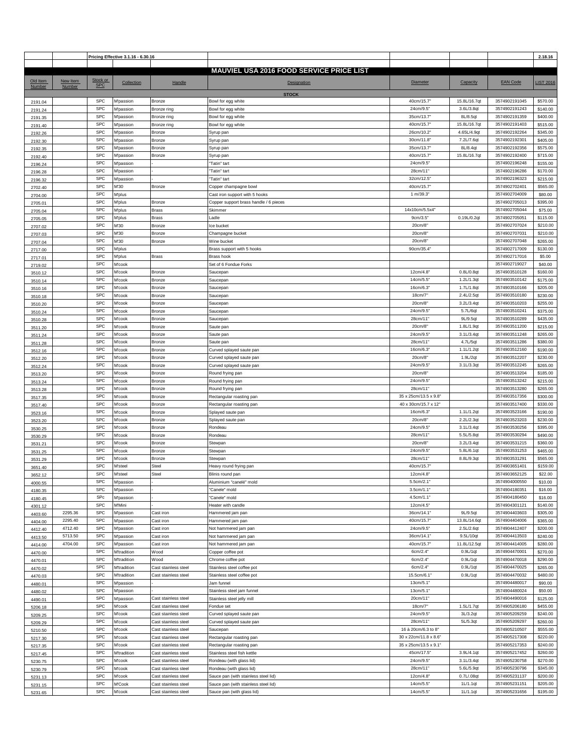| | | Pricing Effective 3.1.16 - 6.30.16 | | | | | | | 2.18.16 |
|---|---|---|---|---|---|---|---|---|---|
| | | | | | **MAUVIEL USA 2016 FOOD SERVICE PRICE LIST** | | | | |
| Old Item Number | New Item Number | Stock or SPC | Collection | Handle | Designation | Diameter | Capacity | EAN Code | LIST 2016 |
| | | | | | **STOCK** | | | | |
| 2191.04 | | SPC | M'passion | Bronze | Bowl for egg white | 40cm/15.7" | 15.8L/16.7qt | 3574902191045 | $570.00 |
| 2191.24 | | SPC | M'passion | Bronze ring | Bowl for egg white | 24cm/9.5" | 3.6L/3.8qt | 3574902191243 | $140.00 |
| 2191.35 | | SPC | M'passion | Bronze ring | Bowl for egg white | 35cm/13.7" | 8L/8.5qt | 3574902191359 | $400.00 |
| 2191.40 | | SPC | M'passion | Bronze ring | Bowl for egg white | 40cm/15.7" | 15.8L/16.7qt | 3574902191403 | $515.00 |
| 2192.26 | | SPC | M'passion | Bronze | Syrup pan | 26cm/10.2" | 4.65L/4.9qt | 3574902192264 | $345.00 |
| 2192.30 | | SPC | M'passion | Bronze | Syrup pan | 30cm/11.8" | 7.2L/7.6qt | 3574902192301 | $405.00 |
| 2192.35 | | SPC | M'passion | Bronze | Syrup pan | 35cm/13.7" | 8L/8.4qt | 3574902192356 | $575.00 |
| 2192.40 | | SPC | M'passion | Bronze | Syrup pan | 40cm/15.7" | 15.8L/16.7qt | 3574902192400 | $715.00 |
| 2196.24 | | SPC | M'passion | - | "Tatin" tart | 24cm/9.5" | | 3574902196248 | $155.00 |
| 2196.28 | | SPC | M'passion | - | "Tatin" tart | 28cm/11" | | 3574902196286 | $170.00 |
| 2196.32 | | SPC | M'passion | - | "Tatin" tart | 32cm/12.5" | | 3574902196323 | $215.00 |
| 2702.40 | | SPC | M'30 | Bronze | Copper champagne bowl | 40cm/15.7" | | 3574902702401 | $565.00 |
| 2704.00 | | SPC | M'plus | | Cast iron support with 5 hooks | 1 m/39.3" | | 3574902704009 | $80.00 |
| 2705.01 | | SPC | M'plus | Bronze | Copper support brass handle / 6 pieces | | | 3574902705013 | $395.00 |
| 2705.04 | | SPC | M'plus | Brass | Skimmer | 14x10cm/5.5x4" | | 3574902705044 | $75.00 |
| 2705.05 | | SPC | M'plus | Brass | Ladle | 9cm/3.5" | 0.19L/0.2qt | 3574902705051 | $115.00 |
| 2707.02 | | SPC | M'30 | Bronze | Ice bucket | 20cm/8" | | 3574902707024 | $210.00 |
| 2707.03 | | SPC | M'30 | Bronze | Champagne bucket | 20cm/8" | | 3574902707031 | $210.00 |
| 2707.04 | | SPC | M'30 | Bronze | Wine bucket | 20cm/8" | | 3574902707048 | $265.00 |
| 2717.00 | | SPC | M'plus | | Brass support with 5 hooks | 90cm/35.4" | | 3574902717009 | $130.00 |
| 2717.01 | | SPC | M'plus | Brass | Brass hook | | | 3574902717016 | $5.00 |
| 2719.02 | | SPC | M'cook | | Set of 6 Fondue Forks | | | 3574902719027 | $40.00 |
| 3510.12 | | SPC | M'cook | Bronze | Saucepan | 12cm/4.8" | 0.8L/0.8qt | 3574903510128 | $160.00 |
| 3510.14 | | SPC | M'cook | Bronze | Saucepan | 14cm/5.5" | 1.2L/1.3qt | 3574903510142 | $175.00 |
| 3510.16 | | SPC | M'cook | Bronze | Saucepan | 16cm/6.3" | 1.7L/1.8qt | 3574903510166 | $205.00 |
| 3510.18 | | SPC | M'cook | Bronze | Saucepan | 18cm/7" | 2.4L/2.5qt | 3574903510180 | $230.00 |
| 3510.20 | | SPC | M'cook | Bronze | Saucepan | 20cm/8" | 3.2L/3.4qt | 3574903510203 | $255.00 |
| 3510.24 | | SPC | M'cook | Bronze | Saucepan | 24cm/9.5" | 5.7L/6qt | 3574903510241 | $375.00 |
| 3510.28 | | SPC | M'cook | Bronze | Saucepan | 28cm/11" | 9L/9.5qt | 3574903510289 | $435.00 |
| 3511.20 | | SPC | M'cook | Bronze | Saute pan | 20cm/8" | 1.8L/1.9qt | 3574903511200 | $215.00 |
| 3511.24 | | SPC | M'cook | Bronze | Saute pan | 24cm/9.5" | 3.1L/3.4qt | 3574903511248 | $265.00 |
| 3511.28 | | SPC | M'cook | Bronze | Saute pan | 28cm/11" | 4.7L/5qt | 3574903511286 | $380.00 |
| 3512.16 | | SPC | M'cook | Bronze | Curved splayed saute pan | 16cm/6.3" | 1.1L/1.2qt | 3574903512160 | $190.00 |
| 3512.20 | | SPC | M'cook | Bronze | Curved splayed saute pan | 20cm/8" | 1.9L/2qt | 3574903512207 | $230.00 |
| 3512.24 | | SPC | M'cook | Bronze | Curved splayed saute pan | 24cm/9.5" | 3.1L/3.3qt | 3574903512245 | $265.00 |
| 3513.20 | | SPC | M'cook | Bronze | Round frying pan | 20cm/8" | | 3574903513204 | $185.00 |
| 3513.24 | | SPC | M'cook | Bronze | Round frying pan | 24cm/9.5" | | 3574903513242 | $215.00 |
| 3513.28 | | SPC | M'cook | Bronze | Round frying pan | 28cm/11" | | 3574903513280 | $265.00 |
| 3517.35 | | SPC | M'cook | Bronze | Rectangular roasting pan | 35 x 25cm/13.5 x 9.8" | | 3574903517356 | $300.00 |
| 3517.40 | | SPC | M'cook | Bronze | Rectangular roasting pan | 40 x 30cm/15.7 x 12" | | 3574903517400 | $330.00 |
| 3523.16 | | SPC | M'cook | Bronze | Splayed saute pan | 16cm/6.3" | 1.1L/1.2qt | 3574903523166 | $190.00 |
| 3523.20 | | SPC | M'cook | Bronze | Splayed saute pan | 20cm/8" | 2.2L/2.3qt | 3574903523203 | $230.00 |
| 3530.25 | | SPC | M'cook | Bronze | Rondeau | 24cm/9.5" | 3.1L/3.4qt | 3574903530256 | $395.00 |
| 3530.29 | | SPC | M'cook | Bronze | Rondeau | 28cm/11" | 5.5L/5.8qt | 3574903530294 | $490.00 |
| 3531.21 | | SPC | M'cook | Bronze | Stewpan | 20cm/8" | 3.2L/3.4qt | 3574903531215 | $360.00 |
| 3531.25 | | SPC | M'cook | Bronze | Stewpan | 24cm/9.5" | 5.8L/6.1qt | 3574903531253 | $465.00 |
| 3531.29 | | SPC | M'cook | Bronze | Stewpan | 28cm/11" | 8.8L/9.3qt | 3574903531291 | $565.00 |
| 3651.40 | | SPC | M'steel | Steel | Heavy round frying pan | 40cm/15.7" | | 3574903651401 | $159.00 |
| 3652.12 | | SPC | M'steel | Steel | Blinis round pan | 12cm/4.8" | | 3574903652125 | $22.00 |
| 4000.55 | | SPC | M'passion | - | Aluminium "canelé" mold | 5.5cm/2.1" | | 3574904000550 | $10.00 |
| 4180.35 | | SPC | M'passion | - | "Canele" mold | 3.5cm/1.1" | | 3574904180351 | $16.00 |
| 4180.45 | | SPc | M'passion | - | "Canele" mold | 4.5cm/1.1" | | 3574904180450 | $16.00 |
| 4301.12 | | SPC | M'Mini | - | Heater with candle | 12cm/4.5" | | 3574904301121 | $140.00 |
| 4403.60 | 2295.36 | SPC | M'passion | Cast iron | Hammered jam pan | 36cm/14.1" | 9L/9.5qt | 3574904403603 | $305.00 |
| 4404.00 | 2295.40 | SPC | M'passion | Cast iron | Hammered jam pan | 40cm/15.7" | 13.8L/14.6qt | 3574904404006 | $365.00 |
| 4412.40 | 4712.40 | SPC | M'passion | Cast iron | Not hammered jam pan | 24cm/9.5" | 2.5L/2.6qt | 3574904412407 | $200.00 |
| 4413.50 | 5713.50 | SPC | M'passion | Cast iron | Not hammered jam pan | 36cm/14.1" | 9.5L/10qt | 3574904413503 | $240.00 |
| 4414.00 | 4704.00 | SPC | M'passion | Cast iron | Not hammered jam pan | 40cm/15.7" | 11.8L/12.5qt | 3574904414005 | $280.00 |
| 4470.00 | | SPC | M'tradition | Wood | Copper coffee pot | 6cm/2.4" | 0.9L/1qt | 3574904470001 | $270.00 |
| 4470.01 | | SPC | M'tradition | Wood | Chrome coffee pot | 6cm/2.4" | 0.9L/1qt | 3574904470018 | $290.00 |
| 4470.02 | | SPC | M'tradition | Cast stainless steel | Stainless steel coffee pot | 6cm/2.4" | 0.9L/1qt | 3574904470025 | $265.00 |
| 4470.03 | | SPC | M'tradition | Cast stainless steel | Stainless steel coffee pot | 15.5cm/6.1" | 0.9L/1qt | 3574904470032 | $480.00 |
| 4480.01 | | SPC | M'passion | - | Jam funnel | 13cm/5.1" | | 3574904480017 | $90.00 |
| 4480.02 | | SPC | M'passion | - | Stainless steel jam funnel | 13cm/5.1" | | 3574904480024 | $50.00 |
| 4490.01 | | SPC | M'passion | Cast stainless steel | Stainless steel jelly mill | 20cm/11" | | 3574904490016 | $125.00 |
| 5206.18 | | SPC | M'cook | Cast stainless steel | Fondue set | 18cm/7" | 1.5L/1.7qt | 3574905206180 | $455.00 |
| 5209.25 | | SPC | M'cook | Cast stainless steel | Curved splayed saute pan | 24cm/9.5" | 3L/3.2qt | 3574905209259 | $240.00 |
| 5209.29 | | SPC | M'cook | Cast stainless steel | Curved splayed saute pan | 28cm/11" | 5L/5.3qt | 3574905209297 | $260.00 |
| 5210.50 | | SPC | M'cook | Cast stainless steel | Saucepan | 16 à 20cm/6.3 to 8" | | 3574905210507 | $555.00 |
| 5217.30 | | SPC | M'cook | Cast stainless steel | Rectangular roasting pan | 30 x 22cm/11.8 x 8.6" | | 3574905217308 | $220.00 |
| 5217.35 | | SPC | M'cook | Cast stainless steel | Rectangular roasting pan | 35 x 25cm/13.5 x 9.1" | | 3574905217353 | $240.00 |
| 5217.45 | | SPC | M'tradition | Cast stainless steel | Stainless steel fish kettle | 45cm/17.5" | 3.9L/4.1qt | 3574905217452 | $260.00 |
| 5230.75 | | SPC | M'cook | Cast stainless steel | Rondeau (with glass lid) | 24cm/9.5" | 3.1L/3.4qt | 3574905230758 | $270.00 |
| 5230.79 | | SPC | M'cook | Cast stainless steel | Rondeau (with glass lid) | 28cm/11" | 5.6L/5.9qt | 3574905230796 | $345.00 |
| 5231.13 | | SPC | M'cook | Cast stainless steel | Sauce pan (with stainless steel lid) | 12cm/4.8" | 0.7L/.08qt | 3574905231137 | $200.00 |
| 5231.15 | | SPC | M'Cook | Cast stainless steel | Sauce pan (with stainless steel lid) | 14cm/5.5" | 1L/1.1qt | 3574905231151 | $205.00 |
| 5231.65 | | SPC | M'cook | Cast stainless steel | Sauce pan (with glass lid) | 14cm/5.5" | 1L/1.1qt | 3574905231656 | $195.00 |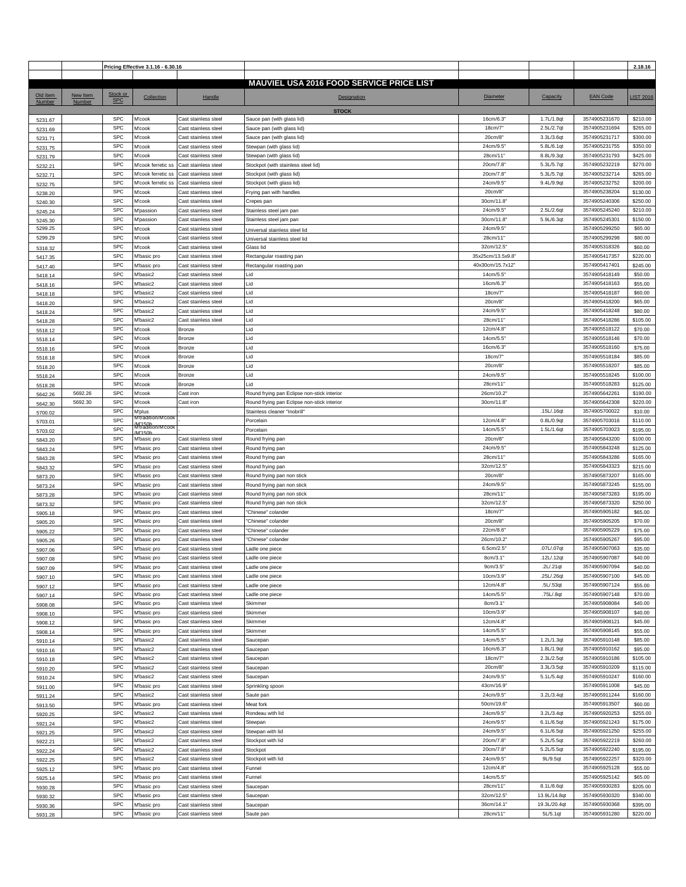| | | Pricing Effective 3.1.16 - 6.30.16 | | | | | | | 2.18.16 |
|---|---|---|---|---|---|---|---|---|---|
| | | | | | **MAUVIEL USA 2016 FOOD SERVICE PRICE LIST** | | | | |
| Old Item Number | New Item Number | Stock or SPC | Collection | Handle | Designation | Diameter | Capacity | EAN Code | LIST 2016 |
| | | | | | **STOCK** | | | | |
| 5231.67 | | SPC | M'cook | Cast stainless steel | Sauce pan (with glass lid) | 16cm/6.3" | 1.7L/1.8qt | 3574905231670 | $210.00 |
| 5231.69 | | SPC | M'cook | Cast stainless steel | Sauce pan (with glass lid) | 18cm/7" | 2.5L/2.7qt | 3574905231694 | $265.00 |
| 5231.71 | | SPC | M'cook | Cast stainless steel | Sauce pan (with glass lid) | 20cm/8" | 3.3L/3.6qt | 3574905231717 | $300.00 |
| 5231.75 | | SPC | M'cook | Cast stainless steel | Stewpan (with glass lid) | 24cm/9.5" | 5.8L/6.1qt | 3574905231755 | $350.00 |
| 5231.79 | | SPC | M'cook | Cast stainless steel | Stewpan (with glass lid) | 28cm/11" | 8.8L/9.3qt | 3574905231793 | $425.00 |
| 5232.21 | | SPC | M'cook ferretic ss | Cast stainless steel | Stockpot (with stainless steel lid) | 20cm/7.8" | 5.3L/5.7qt | 3574905232219 | $270.00 |
| 5232.71 | | SPC | M'cook ferretic ss | Cast stainless steel | Stockpot (with glass lid) | 20cm/7.8" | 5.3L/5.7qt | 3574905232714 | $265.00 |
| 5232.75 | | SPC | M'cook ferretic ss | Cast stainless steel | Stockpot (with glass lid) | 24cm/9.5" | 9.4L/9.9qt | 3574905232752 | $200.00 |
| 5238.20 | | SPC | M'cook | Cast stainless steel | Frying pan with handles | 20cm/8" | | 3574905238204 | $130.00 |
| 5240.30 | | SPC | M'cook | Cast stainless steel | Crepes pan | 30cm/11.8" | | 3574905240306 | $250.00 |
| 5245.24 | | SPC | M'passion | Cast stainless steel | Stainless steel jam pan | 24cm/9.5" | 2.5L/2.6qt | 3574905245240 | $210.00 |
| 5245.30 | | SPC | M'passion | Cast stainless steel | Stainless steel jam pan | 30cm/11.8" | 5.9L/6.3qt | 3574905245301 | $150.00 |
| 5299.25 | | SPC | M'cook | Cast stainless steel | Universal stainless steel lid | 24cm/9.5" | | 3574905299250 | $65.00 |
| 5299.29 | | SPC | M'cook | Cast stainless steel | Universal stainless steel lid | 28cm/11" | | 3574905299298 | $80.00 |
| 5318.32 | | SPC | M'cook | Cast stainless steel | Glass lid | 32cm/12.5" | | 3574905318326 | $60.00 |
| 5417.35 | | SPC | M'basic pro | Cast stainless steel | Rectangular roasting pan | 35x25cm/13.5x9.8" | | 3574905417357 | $220.00 |
| 5417.40 | | SPC | M'basic pro | Cast stainless steel | Rectangular roasting pan | 40x30cm/15.7x12" | | 3574905417401 | $245.00 |
| 5418.14 | | SPC | M'basic2 | Cast stainless steel | Lid | 14cm/5.5" | | 3574905418149 | $50.00 |
| 5418.16 | | SPC | M'basic2 | Cast stainless steel | Lid | 16cm/6.3" | | 3574905418163 | $55.00 |
| 5418.18 | | SPC | M'basic2 | Cast stainless steel | Lid | 18cm/7" | | 3574905418187 | $60.00 |
| 5418.20 | | SPC | M'basic2 | Cast stainless steel | Lid | 20cm/8" | | 3574905418200 | $65.00 |
| 5418.24 | | SPC | M'basic2 | Cast stainless steel | Lid | 24cm/9.5" | | 3574905418248 | $80.00 |
| 5418.28 | | SPC | M'basic2 | Cast stainless steel | Lid | 28cm/11" | | 3574905418286 | $105.00 |
| 5518.12 | | SPC | M'cook | Bronze | Lid | 12cm/4.8" | | 3574905518122 | $70.00 |
| 5518.14 | | SPC | M'cook | Bronze | Lid | 14cm/5.5" | | 3574905518146 | $70.00 |
| 5518.16 | | SPC | M'cook | Bronze | Lid | 16cm/6.3" | | 3574905518160 | $75.00 |
| 5518.18 | | SPC | M'cook | Bronze | Lid | 18cm/7" | | 3574905518184 | $85.00 |
| 5518.20 | | SPC | M'cook | Bronze | Lid | 20cm/8" | | 3574905518207 | $85.00 |
| 5518.24 | | SPC | M'cook | Bronze | Lid | 24cm/9.5" | | 3574905518245 | $100.00 |
| 5518.28 | | SPC | M'cook | Bronze | Lid | 28cm/11" | | 3574905518283 | $125.00 |
| 5642.26 | 5692.26 | SPC | M'cook | Cast iron | Round frying pan Eclipse non-stick interior | 26cm/10.2" | | 3574905642261 | $190.00 |
| 5642.30 | 5692.30 | SPC | M'cook | Cast iron | Round frying pan Eclipse non-stick interior | 30cm/11.8" | | 3574905642308 | $220.00 |
| 5700.02 | | SPC | M'plus | - | Stainless cleaner "Inobrill" | | .15L/.16qt | 3574905700022 | $10.00 |
| 5703.01 | | SPC | M'tradition/M'cook /M'150b | - | Porcelain | 12cm/4.8" | 0.8L/0.9qt | 3574905703016 | $110.00 |
| 5703.02 | | SPC | M'tradition/M'cook /M'150b | - | Porcelain | 14cm/5.5" | 1.5L/1.6qt | 3574905703023 | $195.00 |
| 5843.20 | | SPC | M'basic pro | Cast stainless steel | Round frying pan | 20cm/8" | | 3574905843200 | $100.00 |
| 5843.24 | | SPC | M'basic pro | Cast stainless steel | Round frying pan | 24cm/9.5" | | 3574905843248 | $125.00 |
| 5843.28 | | SPC | M'basic pro | Cast stainless steel | Round frying pan | 28cm/11" | | 3574905843286 | $165.00 |
| 5843.32 | | SPC | M'basic pro | Cast stainless steel | Round frying pan | 32cm/12.5" | | 3574905843323 | $215.00 |
| 5873.20 | | SPC | M'basic pro | Cast stainless steel | Round frying pan non stick | 20cm/8" | | 3574905873207 | $165.00 |
| 5873.24 | | SPC | M'basic pro | Cast stainless steel | Round frying pan non stick | 24cm/9.5" | | 3574905873245 | $155.00 |
| 5873.28 | | SPC | M'basic pro | Cast stainless steel | Round frying pan non stick | 28cm/11" | | 3574905873283 | $195.00 |
| 5873.32 | | SPC | M'basic pro | Cast stainless steel | Round frying pan non stick | 32cm/12.5" | | 3574905873320 | $250.00 |
| 5905.18 | | SPC | M'basic pro | Cast stainless steel | "Chinese" colander | 18cm/7" | | 3574905905182 | $65.00 |
| 5905.20 | | SPC | M'basic pro | Cast stainless steel | "Chinese" colander | 20cm/8" | | 3574905905205 | $70.00 |
| 5905.22 | | SPC | M'basic pro | Cast stainless steel | "Chinese" colander | 22cm/8.6" | | 3574905905229 | $75.00 |
| 5905.26 | | SPC | M'basic pro | Cast stainless steel | "Chinese" colander | 26cm/10.2" | | 3574905905267 | $95.00 |
| 5907.06 | | SPC | M'basic pro | Cast stainless steel | Ladle one piece | 6.5cm/2.5" | .07L/.07qt | 3574905907063 | $35.00 |
| 5907.08 | | SPC | M'basic pro | Cast stainless steel | Ladle one piece | 8cm/3.1" | .12L/.12qt | 3574905907087 | $40.00 |
| 5907.09 | | SPC | M'basic pro | Cast stainless steel | Ladle one piece | 9cm/3.5" | .2L/.21qt | 3574905907094 | $40.00 |
| 5907.10 | | SPC | M'basic pro | Cast stainless steel | Ladle one piece | 10cm/3.9" | .25L/.26qt | 3574905907100 | $45.00 |
| 5907.12 | | SPC | M'basic pro | Cast stainless steel | Ladle one piece | 12cm/4.8" | .5L/.53qt | 3574905907124 | $55.00 |
| 5907.14 | | SPC | M'basic pro | Cast stainless steel | Ladle one piece | 14cm/5.5" | .75L/.8qt | 3574905907148 | $70.00 |
| 5908.08 | | SPC | M'basic pro | Cast stainless steel | Skimmer | 8cm/3.1" | | 3574905908084 | $40.00 |
| 5908.10 | | SPC | M'basic pro | Cast stainless steel | Skimmer | 10cm/3.9" | | 3574905908107 | $40.00 |
| 5908.12 | | SPC | M'basic pro | Cast stainless steel | Skimmer | 12cm/4.8" | | 3574905908121 | $45.00 |
| 5908.14 | | SPC | M'basic pro | Cast stainless steel | Skimmer | 14cm/5.5" | | 3574905908145 | $55.00 |
| 5910.14 | | SPC | M'basic2 | Cast stainless steel | Saucepan | 14cm/5.5" | 1.2L/1.3qt | 3574905910148 | $85.00 |
| 5910.16 | | SPC | M'basic2 | Cast stainless steel | Saucepan | 16cm/6.3" | 1.8L/1.9qt | 3574905910162 | $95.00 |
| 5910.18 | | SPC | M'basic2 | Cast stainless steel | Saucepan | 18cm/7" | 2.3L/2.5qt | 3574905910186 | $105.00 |
| 5910.20 | | SPC | M'basic2 | Cast stainless steel | Saucepan | 20cm/8" | 3.3L/3.5qt | 3574905910209 | $115.00 |
| 5910.24 | | SPC | M'basic2 | Cast stainless steel | Saucepan | 24cm/9.5" | 5.1L/5.4qt | 3574905910247 | $160.00 |
| 5911.00 | | SPC | M'basic pro | Cast stainless steel | Sprinkling spoon | 43cm/16.9" | | 3574905911008 | $45.00 |
| 5911.24 | | SPC | M'basic2 | Cast stainless steel | Saute pan | 24cm/9.5" | 3.2L/3.4qt | 3574905911244 | $160.00 |
| 5913.50 | | SPC | M'basic pro | Cast stainless steel | Meat fork | 50cm/19.6" | | 3574905913507 | $60.00 |
| 5920.25 | | SPC | M'basic2 | Cast stainless steel | Rondeau with lid | 24cm/9.5" | 3.2L/3.4qt | 3574905920253 | $255.00 |
| 5921.24 | | SPC | M'basic2 | Cast stainless steel | Stewpan | 24cm/9.5" | 6.1L/6.5qt | 3574905921243 | $175.00 |
| 5921.25 | | SPC | M'basic2 | Cast stainless steel | Stewpan with lid | 24cm/9.5" | 6.1L/6.5qt | 3574905921250 | $255.00 |
| 5922.21 | | SPC | M'basic2 | Cast stainless steel | Stockpot with lid | 20cm/7.8" | 5.2L/5.5qt | 3574905922219 | $260.00 |
| 5922.24 | | SPC | M'basic2 | Cast stainless steel | Stockpot | 20cm/7.8" | 5.2L/5.5qt | 3574905922240 | $195.00 |
| 5922.25 | | SPC | M'basic2 | Cast stainless steel | Stockpot with lid | 24cm/9.5" | 9L/9.5qt | 3574905922257 | $320.00 |
| 5925.12 | | SPC | M'basic pro | Cast stainless steel | Funnel | 12cm/4.8" | | 3574905925128 | $55.00 |
| 5925.14 | | SPC | M'basic pro | Cast stainless steel | Funnel | 14cm/5.5" | | 3574905925142 | $65.00 |
| 5930.28 | | SPC | M'basic pro | Cast stainless steel | Saucepan | 28cm/11" | 8.1L/8.6qt | 3574905930283 | $205.00 |
| 5930.32 | | SPC | M'basic pro | Cast stainless steel | Saucepan | 32cm/12.5" | 13.9L/14.8qt | 3574905930320 | $340.00 |
| 5930.36 | | SPC | M'basic pro | Cast stainless steel | Saucepan | 36cm/14.1" | 19.3L/20.4qt | 3574905930368 | $395.00 |
| 5931.28 | | SPC | M'basic pro | Cast stainless steel | Saute pan | 28cm/11" | 5L/5.1qt | 3574905931280 | $220.00 |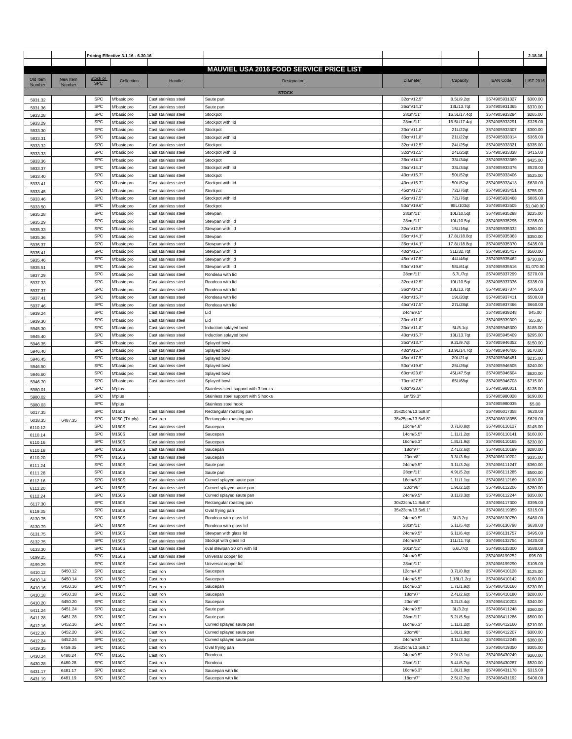| | | Pricing Effective 3.1.16 - 6.30.16 | | | | | | | 2.18.16 |
|---|---|---|---|---|---|---|---|---|---|
| | | | | | **MAUVIEL USA 2016 FOOD SERVICE PRICE LIST** | | | | |
| Old Item Number | New Item Number | Stock or SPC | Collection | Handle | Designation | Diameter | Capacity | EAN Code | LIST 2016 |
| | | | | | **STOCK** | | | | |
| 5931.32 | | SPC | M'basic pro | Cast stainless steel | Saute pan | 32cm/12.5" | 8.5L/9.2qt | 3574905931327 | $300.00 |
| 5931.36 | | SPC | M'basic pro | Cast stainless steel | Saute pan | 36cm/14.1" | 13L/13.7qt | 3574905931365 | $370.00 |
| 5933.28 | | SPC | M'basic pro | Cast stainless steel | Stockpot | 28cm/11" | 16.5L/17.4qt | 3574905933284 | $265.00 |
| 5933.29 | | SPC | M'basic pro | Cast stainless steel | Stockpot with lid | 28cm/11" | 16.5L/17.4qt | 3574905933291 | $325.00 |
| 5933.30 | | SPC | M'basic pro | Cast stainless steel | Stockpot | 30cm/11.8" | 21L/22qt | 3574905933307 | $300.00 |
| 5933.31 | | SPC | M'basic pro | Cast stainless steel | Stockpot with lid | 30cm/11.8" | 21L/22qt | 3574905933314 | $365.00 |
| 5933.32 | | SPC | M'basic pro | Cast stainless steel | Stockpot | 32cm/12.5" | 24L/25qt | 3574905933321 | $335.00 |
| 5933.33 | | SPC | M'basic pro | Cast stainless steel | Stockpot with lid | 32cm/12.5" | 24L/25qt | 3574905933338 | $415.00 |
| 5933.36 | | SPC | M'basic pro | Cast stainless steel | Stockpot | 36cm/14.1" | 33L/34qt | 3574905933369 | $425.00 |
| 5933.37 | | SPC | M'basic pro | Cast stainless steel | Stockpot with lid | 36cm/14.1" | 33L/34qt | 3574905933376 | $520.00 |
| 5933.40 | | SPC | M'basic pro | Cast stainless steel | Stockpot | 40cm/15.7" | 50L/52qt | 3574905933406 | $525.00 |
| 5933.41 | | SPC | M'basic pro | Cast stainless steel | Stockpot with lid | 40cm/15.7" | 50L/52qt | 3574905933413 | $630.00 |
| 5933.45 | | SPC | M'basic pro | Cast stainless steel | Stockpot | 45cm/17.5" | 72L/76qt | 3574905933451 | $755.00 |
| 5933.46 | | SPC | M'basic pro | Cast stainless steel | Stockpot with lid | 45cm/17.5" | 72L/76qt | 3574905933468 | $885.00 |
| 5933.50 | | SPC | M'basic pro | Cast stainless steel | Stockpot | 50cm/19.6" | 98L/103qt | 3574905933505 | $1,040.00 |
| 5935.28 | | SPC | M'basic pro | Cast stainless steel | Stewpan | 28cm/11" | 10L/10.5qt | 3574905935288 | $225.00 |
| 5935.29 | | SPC | M'basic pro | Cast stainless steel | Stewpan with lid | 28cm/11" | 10L/10.5qt | 3574905935295 | $285.00 |
| 5935.33 | | SPC | M'basic pro | Cast stainless steel | Stewpan with lid | 32cm/12.5" | 15L/16qt | 3574905935332 | $360.00 |
| 5935.36 | | SPC | M'basic pro | Cast stainless steel | Stewpan | 36cm/14.1" | 17.8L/18.8qt | 3574905935363 | $350.00 |
| 5935.37 | | SPC | M'basic pro | Cast stainless steel | Stewpan with lid | 36cm/14.1" | 17.8L/18.8qt | 3574905935370 | $435.00 |
| 5935.41 | | SPC | M'basic pro | Cast stainless steel | Stewpan with lid | 40cm/15.7" | 31L/32.7qt | 3574905935417 | $560.00 |
| 5935.46 | | SPC | M'basic pro | Cast stainless steel | Stewpan with lid | 45cm/17.5" | 44L/46qt | 3574905935462 | $730.00 |
| 5935.51 | | SPC | M'basic pro | Cast stainless steel | Stewpan with lid | 50cm/19.6" | 58L/61qt | 3574905935516 | $1,070.00 |
| 5937.29 | | SPC | M'basic pro | Cast stainless steel | Rondeau with lid | 28cm/11" | 6.7L/7qt | 3574905937299 | $270.00 |
| 5937.33 | | SPC | M'basic pro | Cast stainless steel | Rondeau with lid | 32cm/12.5" | 10L/10.5qt | 3574905937336 | $335.00 |
| 5937.37 | | SPC | M'basic pro | Cast stainless steel | Rondeau with lid | 36cm/14.1" | 13L/13.7qt | 3574905937374 | $405.00 |
| 5937.41 | | SPC | M'basic pro | Cast stainless steel | Rondeau with lid | 40cm/15.7" | 19L/20qt | 3574905937411 | $500.00 |
| 5937.46 | | SPC | M'basic pro | Cast stainless steel | Rondeau with lid | 45cm/17.5" | 27L/28qt | 3574905937466 | $660.00 |
| 5939.24 | | SPC | M'basic pro | Cast stainless steel | Lid | 24cm/9.5" | | 3574905939248 | $45.00 |
| 5939.30 | | SPC | M'basic pro | Cast stainless steel | Lid | 30cm/11.8" | | 3574905939309 | $55.00 |
| 5945.30 | | SPC | M'basic pro | Cast stainless steel | Induction splayed bowl | 30cm/11.8" | 5L/5.1qt | 3574905945300 | $185.00 |
| 5945.40 | | SPC | M'basic pro | Cast stainless steel | Induction splayed bowl | 40cm/15.7" | 13L/13.7qt | 3574905945409 | $295.00 |
| 5946.35 | | SPC | M'basic pro | Cast stainless steel | Splayed bowl | 35cm/13.7" | 9.2L/9.7qt | 3574905946352 | $150.00 |
| 5946.40 | | SPC | M'basic pro | Cast stainless steel | Splayed bowl | 40cm/15.7" | 13.9L/14.7qt | 3574905946406 | $170.00 |
| 5946.45 | | SPC | M'basic pro | Cast stainless steel | Splayed bowl | 45cm/17.5" | 20L/21qt | 3574905946451 | $215.00 |
| 5946.50 | | SPC | M'basic pro | Cast stainless steel | Splayed bowl | 50cm/19.6" | 25L/26qt | 3574905946505 | $240.00 |
| 5946.60 | | SPC | M'basic pro | Cast stainless steel | Splayed bowl | 60cm/23.6" | 45L/47.5qt | 3574905946604 | $620.00 |
| 5946.70 | | SPC | M'basic pro | Cast stainless steel | Splayed bowl | 70cm/27.5" | 65L/68qt | 3574905946703 | $715.00 |
| 5980.01 | | SPC | M'plus | - | Stainless steel support with 3 hooks | 60cm/23.6" | | 3574905980011 | $135.00 |
| 5980.02 | | SPC | M'plus | - | Stainless steel support with 5 hooks | 1m/39.3" | | 3574905980028 | $190.00 |
| 5980.03 | | SPC | M'plus | - | Stainless steel hook | | | 3574905980035 | $5.00 |
| 6017.35 | | SPC | M150S | Cast stainless steel | Rectangular roasting pan | 35x25cm/13.5x9.8" | | 3574906017358 | $620.00 |
| 6018.35 | 6487.35 | SPC | M250 (Tri-ply) | Cast iron | Rectangular roasting pan | 35x25cm/13.5x9.8" | | 3574906018355 | $620.00 |
| 6110.12 | | SPC | M150S | Cast stainless steel | Saucepan | 12cm/4.8" | 0.7L/0.8qt | 3574906110127 | $145.00 |
| 6110.14 | | SPC | M150S | Cast stainless steel | Saucepan | 14cm/5.5" | 1.1L/1.2qt | 3574906110141 | $160.00 |
| 6110.16 | | SPC | M150S | Cast stainless steel | Saucepan | 16cm/6.3" | 1.8L/1.9qt | 3574906110165 | $230.00 |
| 6110.18 | | SPC | M150S | Cast stainless steel | Saucepan | 18cm/7" | 2.4L/2.6qt | 3574906110189 | $280.00 |
| 6110.20 | | SPC | M150S | Cast stainless steel | Saucepan | 20cm/8" | 3.3L/3.6qt | 3574906110202 | $335.00 |
| 6111.24 | | SPC | M150S | Cast stainless steel | Saute pan | 24cm/9.5" | 3.1L/3.2qt | 3574906111247 | $360.00 |
| 6111.28 | | SPC | M150S | Cast stainless steel | Saute pan | 28cm/11" | 4.9L/5.2qt | 3574906111285 | $500.00 |
| 6112.16 | | SPC | M150S | Cast stainless steel | Curved splayed saute pan | 16cm/6.3" | 1.1L/1.1qt | 3574906112169 | $180.00 |
| 6112.20 | | SPC | M150S | Cast stainless steel | Curved splayed saute pan | 20cm/8" | 1.9L/2.1qt | 3574906112206 | $280.00 |
| 6112.24 | | SPC | M150S | Cast stainless steel | Curved splayed saute pan | 24cm/9.5" | 3.1L/3.3qt | 3574906112244 | $350.00 |
| 6117.30 | | SPC | M150S | Cast stainless steel | Rectangular roasting pan | 30x22cm/11.8x8.6" | | 3574906117300 | $395.00 |
| 6119.35 | | SPC | M150S | Cast stainless steel | Oval frying pan | 35x23cm/13.5x9.1" | | 3574906119359 | $315.00 |
| 6130.75 | | SPC | M150S | Cast stainless steel | Rondeau with glass lid | 24cm/9.5" | 3L/3.2qt | 3574906130750 | $460.00 |
| 6130.79 | | SPC | M150S | Cast stainless steel | Rondeau with glass lid | 28cm/11" | 5.1L/5.4qt | 3574906130798 | $630.00 |
| 6131.75 | | SPC | M150S | Cast stainless steel | Stewpan with glass lid | 24cm/9.5" | 6.1L/6.4qt | 3574906131757 | $495.00 |
| 6132.75 | | SPC | M150S | Cast stainless steel | Stockpt with glass lid | 24cm/9.5" | 11L/11.7qt | 3574906132754 | $420.00 |
| 6133.30 | | SPC | M150S | Cast stainless steel | oval stewpan 30 cm with lid | 30cm/12" | 6.6L/7qt | 3574906133300 | $580.00 |
| 6199.25 | | SPC | M150S | Cast stainless steel | Universal copper lid | 24cm/9.5" | | 3574906199252 | $95.00 |
| 6199.29 | | SPC | M150S | Cast stainless steel | Universal copper lid | 28cm/11" | | 3574906199290 | $105.00 |
| 6410.12 | 6450.12 | SPC | M150C | Cast iron | Saucepan | 12cm/4.8" | 0.7L/0.8qt | 3574906410128 | $125.00 |
| 6410.14 | 6450.14 | SPC | M150C | Cast iron | Saucepan | 14cm/5.5" | 1.18L/1.2qt | 3574906410142 | $160.00 |
| 6410.16 | 6450.16 | SPC | M150C | Cast iron | Saucepan | 16cm/6.3" | 1.7L/1.9qt | 3574906410166 | $230.00 |
| 6410.18 | 6450.18 | SPC | M150C | Cast iron | Saucepan | 18cm/7" | 2.4L/2.6qt | 3574906410180 | $280.00 |
| 6410.20 | 6450.20 | SPC | M150C | Cast iron | Saucepan | 20cm/8" | 3.2L/3.4qt | 3574906410203 | $340.00 |
| 6411.24 | 6451.24 | SPC | M150C | Cast iron | Saute pan | 24cm/9.5" | 3L/3.2qt | 3574906411248 | $360.00 |
| 6411.28 | 6451.28 | SPC | M150C | Cast iron | Saute pan | 28cm/11" | 5.2L/5.5qt | 3574906411286 | $500.00 |
| 6412.16 | 6452.16 | SPC | M150C | Cast iron | Curved splayed saute pan | 16cm/6.3" | 1.1L/1.2qt | 3574906412160 | $210.00 |
| 6412.20 | 6452.20 | SPC | M150C | Cast iron | Curved splayed saute pan | 20cm/8" | 1.8L/1.9qt | 3574906412207 | $300.00 |
| 6412.24 | 6452.24 | SPC | M150C | Cast iron | Curved splayed saute pan | 24cm/9.5" | 3.1L/3.3qt | 3574906412245 | $360.00 |
| 6419.35 | 6459.35 | SPC | M150C | Cast iron | Oval frying pan | 35x23cm/13.5x9.1" | | 3574906419350 | $305.00 |
| 6430.24 | 6480.24 | SPC | M150C | Cast iron | Rondeau | 24cm/9.5" | 2.9L/3.1qt | 3574906430249 | $360.00 |
| 6430.28 | 6480.28 | SPC | M150C | Cast iron | Rondeau | 28cm/11" | 5.4L/5.7qt | 3574906430287 | $520.00 |
| 6431.17 | 6481.17 | SPC | M150C | Cast iron | Saucepan with lid | 16cm/6.3" | 1.8L/1.9qt | 3574906431178 | $315.00 |
| 6431.19 | 6481.19 | SPC | M150C | Cast iron | Saucepan with lid | 18cm/7" | 2.5L/2.7qt | 3574906431192 | $400.00 |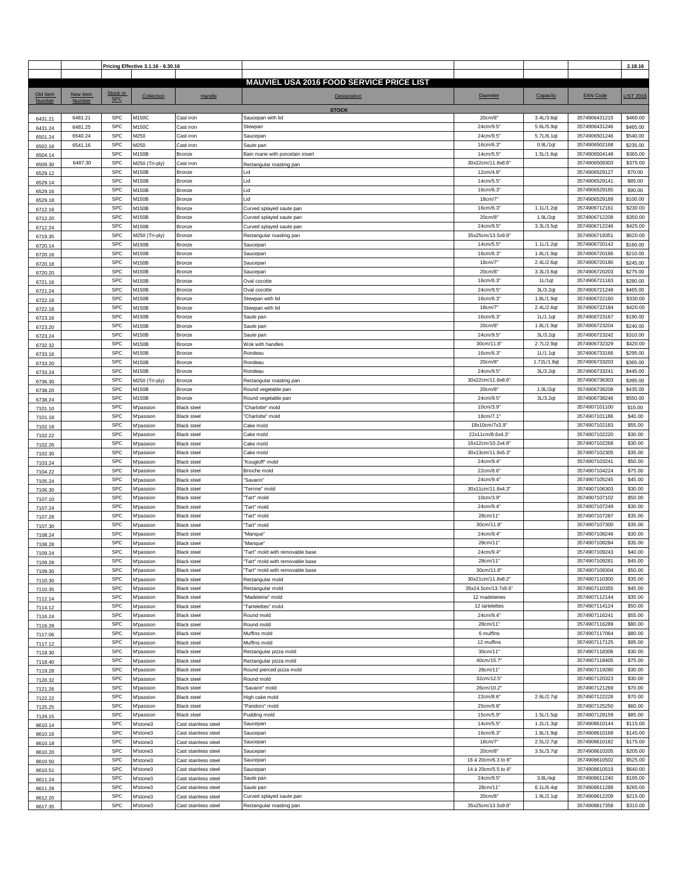| | | Pricing Effective 3.1.16 - 6.30.16 | | | | | | | 2.18.16 |
|---|---|---|---|---|---|---|---|---|---|

# MAUVIEL USA 2016 FOOD SERVICE PRICE LIST

| Old Item Number | New Item Number | Stock or SPC | Collection | Handle | Designation | Diameter | Capacity | EAN Code | LIST 2016 |
|---|---|---|---|---|---|---|---|---|---|
| | | | | | **STOCK** | | | | |
| 6431.21 | 6481.21 | SPC | M150C | Cast iron | Saucepan with lid | 20cm/8" | 3.4L/3.6qt | 3574906431215 | $460.00 |
| 6431.24 | 6481.25 | SPC | M150C | Cast iron | Stewpan | 24cm/9.5" | 5.6L/5.9qt | 3574906431246 | $465.00 |
| 6501.24 | 6540.24 | SPC | M250 | Cast iron | Saucepan | 24cm/9.5" | 5.7L/6.1qt | 3574906501246 | $540.00 |
| 6502.16 | 6541.16 | SPC | M250 | Cast iron | Saute pan | 16cm/6.3" | 0.9L/1qt | 3574906502168 | $235.00 |
| 6504.14 | | SPC | M150B | Bronze | Bain marie with porcelain insert | 14cm/5.5" | 1.5L/1.6qt | 3574906504148 | $365.00 |
| 6509.30 | 6487.30 | SPC | M250 (Tri-ply) | Cast iron | Rectangular roasting pan | 30x22cm/11.8x8.6" | | 3574906509303 | $375.00 |
| 6529.12 | | SPC | M150B | Bronze | Lid | 12cm/4.8" | | 3574906529127 | $70.00 |
| 6529.14 | | SPC | M150B | Bronze | Lid | 14cm/5.5" | | 3574906529141 | $85.00 |
| 6529.16 | | SPC | M150B | Bronze | Lid | 16cm/6.3" | | 3574906529165 | $90.00 |
| 6529.18 | | SPC | M150B | Bronze | Lid | 18cm/7" | | 3574906529189 | $100.00 |
| 6712.16 | | SPC | M150B | Bronze | Curved splayed saute pan | 16cm/6.3" | 1.1L/1.2qt | 3574906712161 | $230.00 |
| 6712.20 | | SPC | M150B | Bronze | Curved splayed saute pan | 20cm/8" | 1.9L/2qt | 3574906712208 | $350.00 |
| 6712.24 | | SPC | M150B | Bronze | Curved splayed saute pan | 24cm/9.5" | 3.3L/3.5qt | 3574906712246 | $425.00 |
| 6719.35 | | SPC | M250 (Tri-ply) | Bronze | Rectangular roasting pan | 35x25cm/13.5x9.8" | | 3574906719351 | $620.00 |
| 6720.14 | | SPC | M150B | Bronze | Saucepan | 14cm/5.5" | 1.1L/1.2qt | 3574906720142 | $160.00 |
| 6720.16 | | SPC | M150B | Bronze | Saucepan | 16cm/6.3" | 1.8L/1.9qt | 3574906720166 | $210.00 |
| 6720.18 | | SPC | M150B | Bronze | Saucepan | 18cm/7" | 2.4L/2.6qt | 3574906720180 | $245.00 |
| 6720.20 | | SPC | M150B | Bronze | Saucepan | 20cm/8" | 3.3L/3.6qt | 3574906720203 | $275.00 |
| 6721.16 | | SPC | M150B | Bronze | Oval cocotte | 16cm/6.3" | 1L/1qt | 3574906721163 | $280.00 |
| 6721.24 | | SPC | M150B | Bronze | Oval cocotte | 24cm/9.5" | 3L/3.2qt | 3574906721248 | $465.00 |
| 6722.16 | | SPC | M150B | Bronze | Stewpan with lid | 16cm/6.3" | 1.8L/1.9qt | 3574906722160 | $330.00 |
| 6722.18 | | SPC | M150B | Bronze | Stewpan with lid | 18cm/7" | 2.4L/2.6qt | 3574906722184 | $420.00 |
| 6723.16 | | SPC | M150B | Bronze | Saute pan | 16cm/6.3" | 1L/1.1qt | 3574906723167 | $190.00 |
| 6723.20 | | SPC | M150B | Bronze | Saute pan | 20cm/8" | 1.8L/1.9qt | 3574906723204 | $240.00 |
| 6723.24 | | SPC | M150B | Bronze | Saute pan | 24cm/9.5" | 3L/3.2qt | 3574906723242 | $310.00 |
| 6732.32 | | SPC | M150B | Bronze | Wok with handles | 30cm/11.8" | 2.7L/2.9qt | 3574906732329 | $420.00 |
| 6733.16 | | SPC | M150B | Bronze | Rondeau | 16cm/6.3" | 1L/1.1qt | 3574906733166 | $295.00 |
| 6733.20 | | SPC | M150B | Bronze | Rondeau | 20cm/8" | 1.72L/1.8qt | 3574906733203 | $365.00 |
| 6733.24 | | SPC | M150B | Bronze | Rondeau | 24cm/9.5" | 3L/3.2qt | 3574906733241 | $445.00 |
| 6736.30 | | SPC | M250 (Tri-ply) | Bronze | Rectangular roasting pan | 30x22cm/11.8x8.6" | | 3574906736303 | $395.00 |
| 6738.20 | | SPC | M150B | Bronze | Round vegetable pan | 20cm/8" | 1.9L/2qt | 3574906738208 | $435.00 |
| 6738.24 | | SPC | M150B | Bronze | Round vegetable pan | 24cm/9.5" | 3L/3.2qt | 3574906738246 | $550.00 |
| 7101.10 | | SPC | M'passion | Black steel | "Charlotte" mold | 10cm/3.9" | | 3574907101100 | $15.00 |
| 7101.18 | | SPC | M'passion | Black steel | "Charlotte" mold | 18cm/7.1" | | 3574907101186 | $40.00 |
| 7102.18 | | SPC | M'passion | Black steel | Cake mold | 18x10cm/7x3.9" | | 3574907102183 | $55.00 |
| 7102.22 | | SPC | M'passion | Black steel | Cake mold | 22x11cm/8.6x4.3" | | 3574907102220 | $30.00 |
| 7102.26 | | SPC | M'passion | Black steel | Cake mold | 16x12cm/10.2x4.8" | | 3574907102268 | $30.00 |
| 7102.30 | | SPC | M'passion | Black steel | Cake mold | 30x13cm/11.8x5.3" | | 3574907102305 | $35.00 |
| 7103.24 | | SPC | M'passion | Black steel | "Kougloff" mold | 24cm/9.4" | | 3574907103241 | $50.00 |
| 7104.22 | | SPC | M'passion | Black steel | Brioche mold | 22cm/8.6" | | 3574907104224 | $75.00 |
| 7105.24 | | SPC | M'passion | Black steel | "Savarin" | 24cm/9.4" | | 3574907105245 | $45.00 |
| 7106.30 | | SPC | M'passion | Black steel | "Terrine" mold | 30x11cm/11.8x4.3" | | 3574907106303 | $30.00 |
| 7107.10 | | SPC | M'passion | Black steel | "Tart" mold | 10cm/3.9" | | 3574907107102 | $50.00 |
| 7107.24 | | SPC | M'passion | Black steel | "Tart" mold | 24cm/9.4" | | 3574907107249 | $30.00 |
| 7107.28 | | SPC | M'passion | Black steel | "Tart" mold | 28cm/11" | | 3574907107287 | $35.00 |
| 7107.30 | | SPC | M'passion | Black steel | "Tart" mold | 30cm/11.8" | | 3574907107300 | $35.00 |
| 7108.24 | | SPC | M'passion | Black steel | "Manque" | 24cm/9.4" | | 3574907108246 | $30.00 |
| 7108.28 | | SPC | M'passion | Black steel | "Manque" | 28cm/11" | | 3574907108284 | $35.00 |
| 7109.24 | | SPC | M'passion | Black steel | "Tart" mold with removable base | 24cm/9.4" | | 3574907109243 | $40.00 |
| 7109.28 | | SPC | M'passion | Black steel | "Tart" mold with removable base | 28cm/11" | | 3574907109281 | $45.00 |
| 7109.30 | | SPC | M'passion | Black steel | "Tart" mold with removable base | 30cm/11.8" | | 3574907109304 | $50.00 |
| 7110.30 | | SPC | M'passion | Black steel | Rectangular mold | 30x21cm/11.8x8.2" | | 3574907110300 | $35.00 |
| 7110.35 | | SPC | M'passion | Black steel | Rectangular mold | 35x24.5cm/13.7x9.6" | | 3574907110355 | $45.00 |
| 7112.14 | | SPC | M'passion | Black steel | "Madeleine" mold | 12 madeleines | | 3574907112144 | $35.00 |
| 7114.12 | | SPC | M'passion | Black steel | "Tartelettes" mold | 12 tartelettes | | 3574907114124 | $50.00 |
| 7116.24 | | SPC | M'passion | Black steel | Round mold | 24cm/9.4" | | 3574907116241 | $55.00 |
| 7116.28 | | SPC | M'passion | Black steel | Round mold | 28cm/11" | | 3574907116289 | $80.00 |
| 7117.06 | | SPC | M'passion | Black steel | Muffins mold | 6 muffins | | 3574907117064 | $80.00 |
| 7117.12 | | SPC | M'passion | Black steel | Muffins mold | 12 muffins | | 3574907117125 | $95.00 |
| 7118.30 | | SPC | M'passion | Black steel | Rectangular pizza mold | 30cm/11" | | 3574907118306 | $30.00 |
| 7118.40 | | SPC | M'passion | Black steel | Rectangular pizza mold | 40cm/15.7" | | 3574907118405 | $75.00 |
| 7119.28 | | SPC | M'passion | Black steel | Round pierced pizza mold | 28cm/11" | | 3574907119280 | $30.00 |
| 7120.32 | | SPC | M'passion | Black steel | Round mold | 32cm/12.5" | | 3574907120323 | $30.00 |
| 7121.26 | | SPC | M'passion | Black steel | "Savarin" mold | 26cm/10.2" | | 3574907121269 | $70.00 |
| 7122.22 | | SPC | M'passion | Black steel | High cake mold | 22cm/8.6" | 2.6L/2.7qt | 3574907122228 | $70.00 |
| 7125.25 | | SPC | M'passion | Black steel | "Pandoro" mold | 25cm/9.8" | | 3574907125250 | $60.00 |
| 7129.15 | | SPC | M'passion | Black steel | Pudding mold | 15cm/5.9" | 1.5L/1.5qt | 3574907129159 | $85.00 |
| 8610.14 | | SPC | M'stone3 | Cast stainless steel | Saucepan | 14cm/5.5" | 1.2L/1.3qt | 3574908610144 | $115.00 |
| 8610.16 | | SPC | M'stone3 | Cast stainless steel | Saucepan | 16cm/6.3" | 1.8L/1.9qt | 3574908610168 | $145.00 |
| 8610.18 | | SPC | M'stone3 | Cast stainless steel | Saucepan | 18cm/7" | 2.5L/2.7qt | 3574908610182 | $175.00 |
| 8610.20 | | SPC | M'stone3 | Cast stainless steel | Saucepan | 20cm/8" | 3.5L/3.7qt | 3574908610205 | $205.00 |
| 8610.50 | | SPC | M'stone3 | Cast stainless steel | Saucepan | 16 à 20cm/6.3 to 8" | | 3574908610502 | $525.00 |
| 8610.51 | | SPC | M'stone3 | Cast stainless steel | Saucepan | 14 à 20cm/5.5 to 8" | | 3574908610519 | $640.00 |
| 8611.24 | | SPC | M'stone3 | Cast stainless steel | Saute pan | 24cm/9.5" | 3.8L/4qt | 3574908611240 | $195.00 |
| 8611.28 | | SPC | M'stone3 | Cast stainless steel | Saute pan | 28cm/11" | 6.1L/6.4qt | 3574908611288 | $265.00 |
| 8612.20 | | SPC | M'stone3 | Cast stainless steel | Curved splayed saute pan | 20cm/8" | 1.9L/2.1qt | 3574908612209 | $215.00 |
| 8617.35 | | SPC | M'stone3 | Cast stainless steel | Rectangular roasting pan | 35x25cm/13.5x9.8" | | 3574908617358 | $310.00 |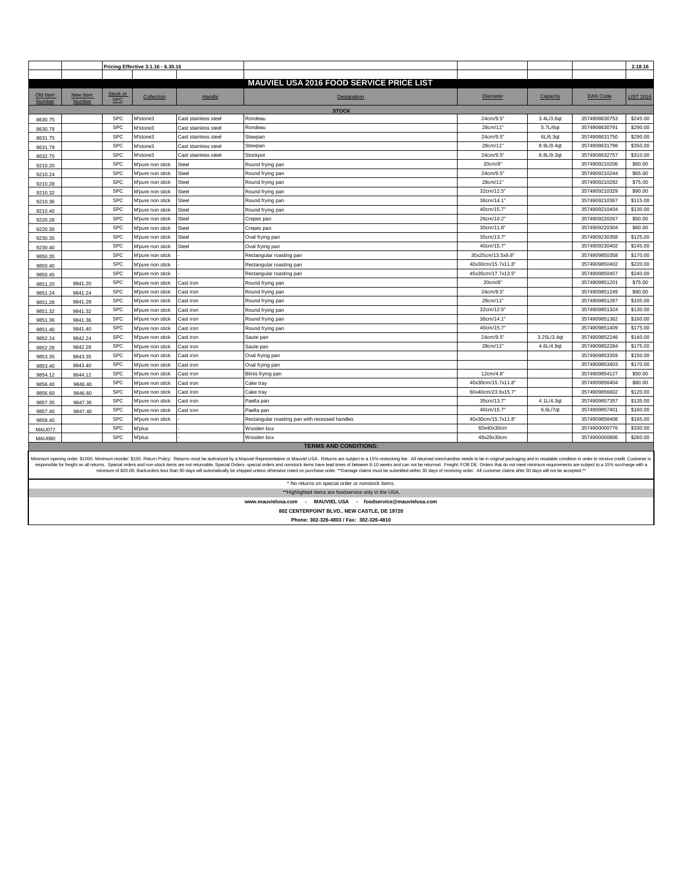| | | Pricing Effective 3.1.16 - 6.30.16 | | | | | | | 2.18.16 |
|---|---|---|---|---|---|---|---|---|---|
| | | | | | **MAUVIEL USA 2016 FOOD SERVICE PRICE LIST** | | | | |
| Old Item Number | New Item Number | Stock or SPC | Collection | Handle | Designation | Diameter | Capacity | EAN Code | LIST 2016 |
| | | | | | **STOCK** | | | | |
| 8630.75 | | SPC | M'stone3 | Cast stainless steel | Rondeau | 24cm/9.5" | 3.4L/3.6qt | 3574908630753 | $245.00 |
| 8630.79 | | SPC | M'stone3 | Cast stainless steel | Rondeau | 28cm/11" | 5.7L/6qt | 3574908630791 | $290.00 |
| 8631.75 | | SPC | M'stone3 | Cast stainless steel | Stewpan | 24cm/9.5" | 6L/6.3qt | 3574908631750 | $290.00 |
| 8631.79 | | SPC | M'stone3 | Cast stainless steel | Stewpan | 28cm/11" | 8.9L/9.4qt | 3574908631798 | $350.00 |
| 8632.75 | | SPC | M'stone3 | Cast stainless steel | Stockpot | 24cm/9.5" | 8.8L/9.3qt | 3574908632757 | $310.00 |
| 9210.20 | | SPC | M'pure non stick | Steel | Round frying pan | 20cm/8" | | 3574909210206 | $60.00 |
| 9210.24 | | SPC | M'pure non stick | Steel | Round frying pan | 24cm/9.5" | | 3574909210244 | $65.00 |
| 9210.28 | | SPC | M'pure non stick | Steel | Round frying pan | 28cm/11" | | 3574909210282 | $75.00 |
| 9210.32 | | SPC | M'pure non stick | Steel | Round frying pan | 32cm/12.5" | | 3574909210329 | $90.00 |
| 9210.36 | | SPC | M'pure non stick | Steel | Round frying pan | 36cm/14.1" | | 3574909210367 | $115.00 |
| 9210.40 | | SPC | M'pure non stick | Steel | Round frying pan | 40cm/15.7" | | 3574909210404 | $130.00 |
| 9220.26 | | SPC | M'pure non stick | Steel | Crepes pan | 26cm/10.2" | | 3574909220267 | $50.00 |
| 9220.30 | | SPC | M'pure non stick | Steel | Crepes pan | 30cm/11.8" | | 3574909220304 | $60.00 |
| 9230.35 | | SPC | M'pure non stick | Steel | Oval frying pan | 35cm/13.7" | | 3574909230358 | $125.00 |
| 9230.40 | | SPC | M'pure non stick | Steel | Oval frying pan | 40cm/15.7" | | 3574909230402 | $145.00 |
| 9850.35 | | SPC | M'pure non stick | - | Rectangular roasting pan | 35x25cm/13.5x9.8" | | 3574909850358 | $170.00 |
| 9850.40 | | SPC | M'pure non stick | - | Rectangular roasting pan | 40x30cm/15.7x11.8" | | 3574909850402 | $220.00 |
| 9850.45 | | SPC | M'pure non stick | - | Rectangular roasting pan | 45x35cm/17.7x13.5" | | 3574909850457 | $240.00 |
| 9851.20 | 9841.20 | SPC | M'pure non stick | Cast iron | Round frying pan | 20cm/8" | | 3574909851201 | $75.00 |
| 9851.24 | 9841.24 | SPC | M'pure non stick | Cast iron | Round frying pan | 24cm/9.5" | | 3574909851249 | $90.00 |
| 9851.28 | 9841.28 | SPC | M'pure non stick | Cast iron | Round frying pan | 28cm/11" | | 3574909851287 | $105.00 |
| 9851.32 | 9841.32 | SPC | M'pure non stick | Cast iron | Round frying pan | 32cm/12.5" | | 3574909851324 | $130.00 |
| 9851.36 | 9841.36 | SPC | M'pure non stick | Cast iron | Round frying pan | 36cm/14.1" | | 3574909851362 | $160.00 |
| 9851.40 | 9841.40 | SPC | M'pure non stick | Cast iron | Round frying pan | 40cm/15.7" | | 3574909851409 | $175.00 |
| 9852.24 | 9842.24 | SPC | M'pure non stick | Cast iron | Saute pan | 24cm/9.5" | 3.25L/3.4qt | 3574909852246 | $140.00 |
| 9852.28 | 9842.28 | SPC | M'pure non stick | Cast iron | Saute pan | 28cm/11" | 4.6L/4.9qt | 3574909852284 | $175.00 |
| 9853.35 | 9843.35 | SPC | M'pure non stick | Cast iron | Oval frying pan | | | 3574909853359 | $150.00 |
| 9853.40 | 9843.40 | SPC | M'pure non stick | Cast iron | Oval frying pan | | | 3574909853403 | $170.00 |
| 9854.12 | 9844.12 | SPC | M'pure non stick | Cast iron | Blinis frying pan | 12cm/4.8" | | 3574909854127 | $50.00 |
| 9856.40 | 9846.40 | SPC | M'pure non stick | Cast iron | Cake tray | 40x30cm/15.7x11.8" | | 3574909856404 | $80.00 |
| 9856.60 | 9846.60 | SPC | M'pure non stick | Cast iron | Cake tray | 60x40cm/23.6x15.7" | | 3574909856602 | $120.00 |
| 9857.35 | 9847.35 | SPC | M'pure non stick | Cast iron | Paella pan | 35cm/13.7" | 4.1L/4.3qt | 3574909857357 | $135.00 |
| 9857.40 | 9847.40 | SPC | M'pure non stick | Cast iron | Paella pan | 40cm/15.7" | 6.6L/7qt | 3574909857401 | $160.00 |
| 9858.40 | | SPC | M'pure non stick | - | Rectangular roasting pan with recessed handles | 40x30cm/15.7x11.8" | | 3574909858408 | $165.00 |
| MAU077 | | SPC | M'plus | - | Wooden box | 60x40x30cm | | 3574900000776 | $330.00 |
| MAU080 | | SPC | M'plus | - | Wooden box | 48x28x30cm | | 3574900000806 | $260.00 |

**TERMS AND CONDITIONS:**

Minimum opening order: $1000. Minimum reorder: $150. Return Policy: Returns must be authorized by a Mauviel Representative or Mauviel USA. Returns are subject to a 15% restocking fee. All returned merchandise needs to be in original packaging and in resalable condition in order to receive credit. Customer is responsible for freight on all returns. Special orders and non-stock items are not returnable. Special Orders- special orders and nonstock items have lead times of between 8-10 weeks and can not be returned. Freight: FOB DE. Orders that do not meet minimum requirements are subject to a 15% surcharge with a minimum of $20.00. Backorders less than 90 days will automatically be shipped unless otherwise noted on purchase order. **Damage claims must be submitted within 30 days of receiving order. All customer claims after 30 days will not be accepted.**

* No returns on special order or nonstock items.

**Highlighted items are foodservice only in the USA.

**www.mauvielusa.com - MAUVIEL USA - foodservice@mauvielusa.com**

**802 CENTERPOINT BLVD., NEW CASTLE, DE 19720**

**Phone: 302-326-4803 / Fax: 302-326-4810**